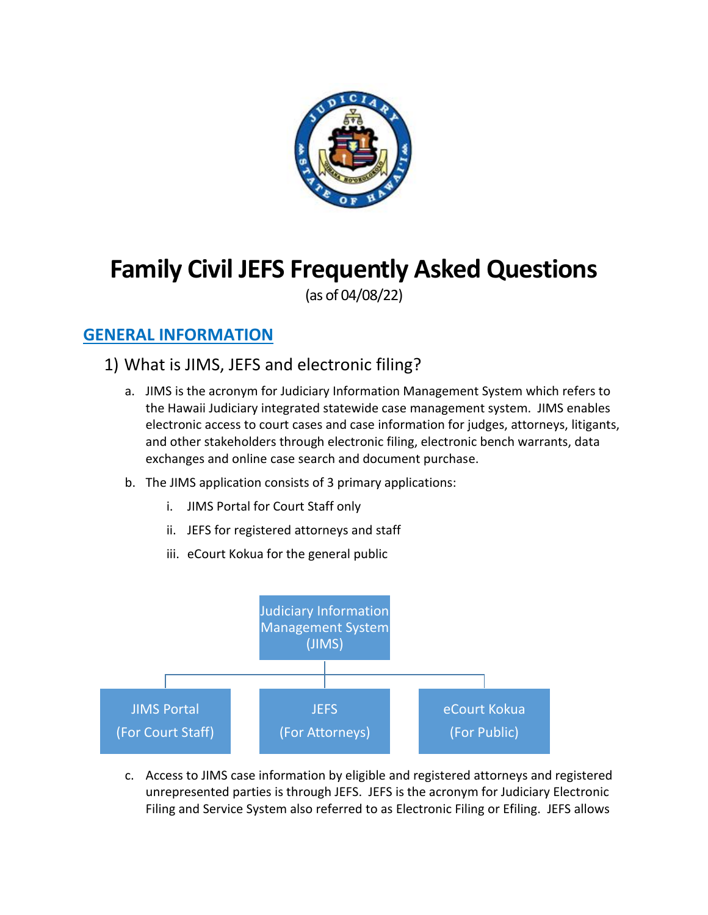# Family Civil JEFS Frequently Asked Questions

(as of 04/08/22)

## GENERAL INFORMATION

### 1) What is JIMS, JEFS and electronic filing?

a. JIMS is the acronym for Judiciary Information Management System which refers to the Hawaii Judiciary integrated statewide case management system. JIMS enables electronic access to court cases and case information for judges, attorneys, litigants, and other stakeholders through electronic filing, electronic bench warrants, data exchanges and online case search and document purchase.

b. The JIMS application consists of 3 primary applications:

   i. JIMS Portal for Court Staff only

   ii. JEFS for registered attorneys and staff

   iii. eCourt Kokua for the general public

Judiciary Information Management System (JIMS)

- JIMS Portal (For Court Staff)
- JEFS (For Attorneys)
- eCourt Kokua (For Public)

c. Access to JIMS case information by eligible and registered attorneys and registered unrepresented parties is through JEFS. JEFS is the acronym for Judiciary Electronic Filing and Service System also referred to as Electronic Filing or Efiling. JEFS allows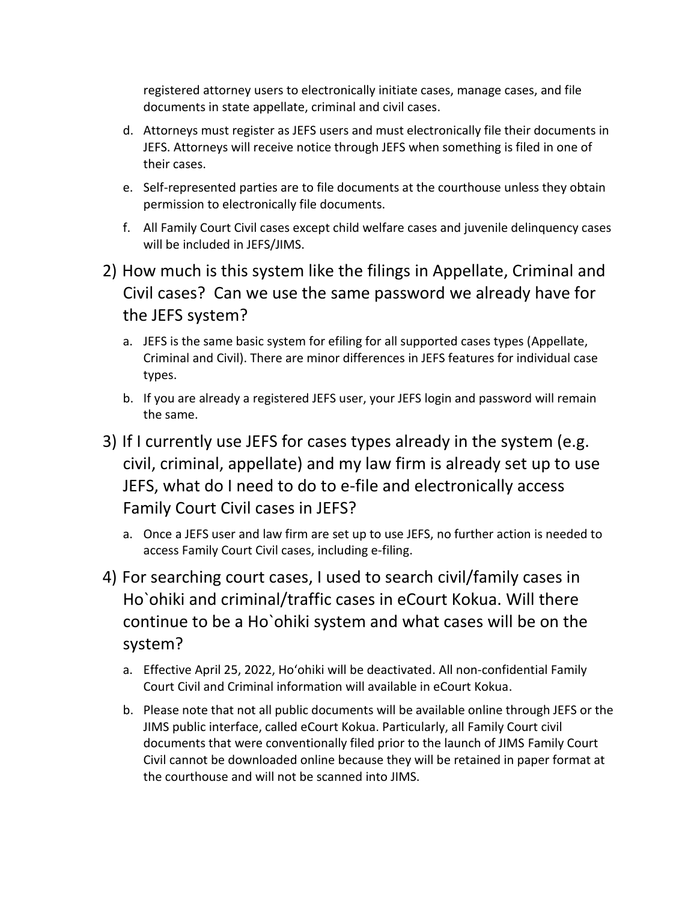registered attorney users to electronically initiate cases, manage cases, and file documents in state appellate, criminal and civil cases.

d. Attorneys must register as JEFS users and must electronically file their documents in JEFS. Attorneys will receive notice through JEFS when something is filed in one of their cases.

e. Self-represented parties are to file documents at the courthouse unless they obtain permission to electronically file documents.

f. All Family Court Civil cases except child welfare cases and juvenile delinquency cases will be included in JEFS/JIMS.

## 2) How much is this system like the filings in Appellate, Criminal and Civil cases? Can we use the same password we already have for the JEFS system?

a. JEFS is the same basic system for efiling for all supported cases types (Appellate, Criminal and Civil). There are minor differences in JEFS features for individual case types.

b. If you are already a registered JEFS user, your JEFS login and password will remain the same.

## 3) If I currently use JEFS for cases types already in the system (e.g. civil, criminal, appellate) and my law firm is already set up to use JEFS, what do I need to do to e-file and electronically access Family Court Civil cases in JEFS?

a. Once a JEFS user and law firm are set up to use JEFS, no further action is needed to access Family Court Civil cases, including e-filing.

## 4) For searching court cases, I used to search civil/family cases in Ho`ohiki and criminal/traffic cases in eCourt Kokua. Will there continue to be a Ho`ohiki system and what cases will be on the system?

a. Effective April 25, 2022, Hoʻohiki will be deactivated. All non-confidential Family Court Civil and Criminal information will available in eCourt Kokua.

b. Please note that not all public documents will be available online through JEFS or the JIMS public interface, called eCourt Kokua. Particularly, all Family Court civil documents that were conventionally filed prior to the launch of JIMS Family Court Civil cannot be downloaded online because they will be retained in paper format at the courthouse and will not be scanned into JIMS.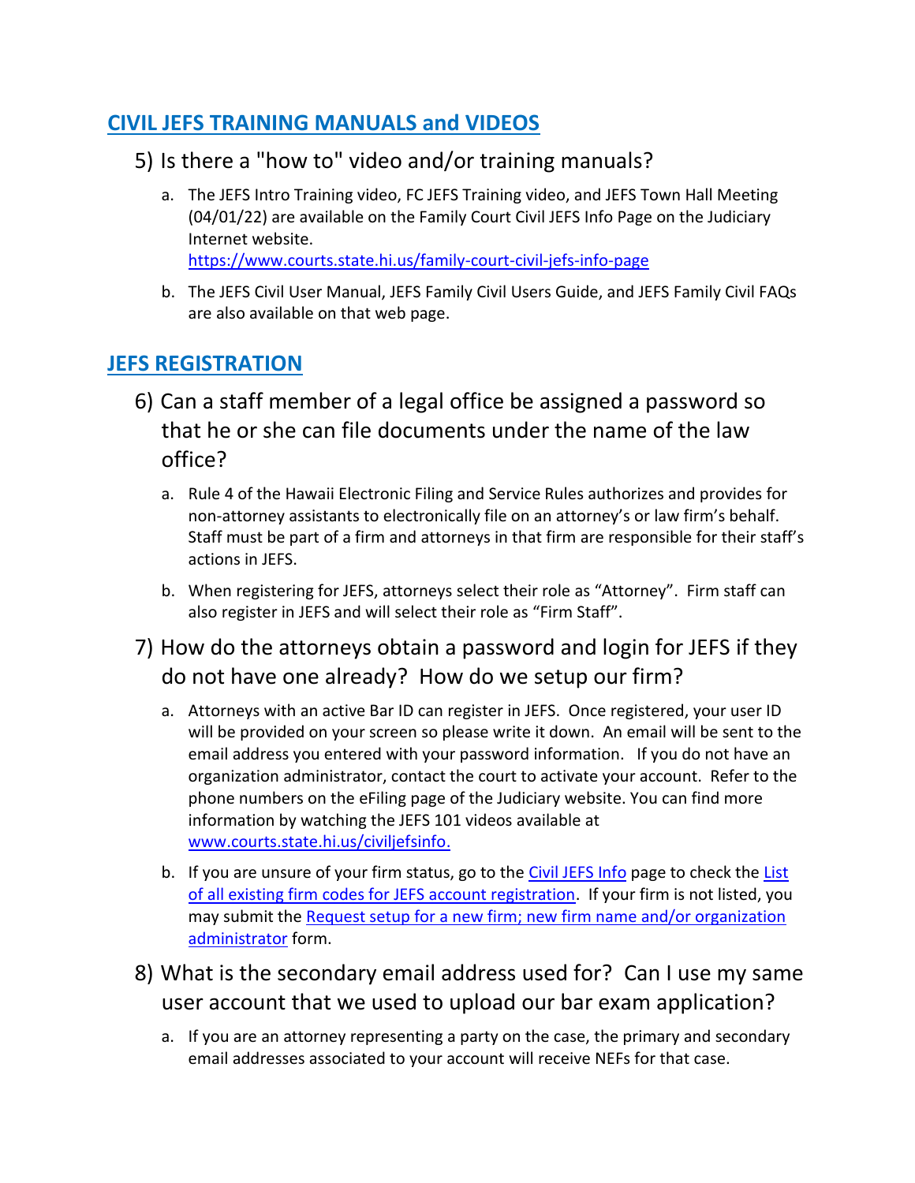## [CIVIL JEFS TRAINING MANUALS and VIDEOS]

### 5) Is there a "how to" video and/or training manuals?

a. The JEFS Intro Training video, FC JEFS Training video, and JEFS Town Hall Meeting (04/01/22) are available on the Family Court Civil JEFS Info Page on the Judiciary Internet website.
[https://www.courts.state.hi.us/family-court-civil-jefs-info-page](https://www.courts.state.hi.us/family-court-civil-jefs-info-page)

b. The JEFS Civil User Manual, JEFS Family Civil Users Guide, and JEFS Family Civil FAQs are also available on that web page.

## [JEFS REGISTRATION]

### 6) Can a staff member of a legal office be assigned a password so that he or she can file documents under the name of the law office?

a. Rule 4 of the Hawaii Electronic Filing and Service Rules authorizes and provides for non-attorney assistants to electronically file on an attorney's or law firm's behalf. Staff must be part of a firm and attorneys in that firm are responsible for their staff's actions in JEFS.

b. When registering for JEFS, attorneys select their role as "Attorney". Firm staff can also register in JEFS and will select their role as "Firm Staff".

### 7) How do the attorneys obtain a password and login for JEFS if they do not have one already? How do we setup our firm?

a. Attorneys with an active Bar ID can register in JEFS. Once registered, your user ID will be provided on your screen so please write it down. An email will be sent to the email address you entered with your password information. If you do not have an organization administrator, contact the court to activate your account. Refer to the phone numbers on the eFiling page of the Judiciary website. You can find more information by watching the JEFS 101 videos available at [www.courts.state.hi.us/civiljefsinfo.](www.courts.state.hi.us/civiljefsinfo)

b. If you are unsure of your firm status, go to the [Civil JEFS Info] page to check the [List of all existing firm codes for JEFS account registration]. If your firm is not listed, you may submit the [Request setup for a new firm; new firm name and/or organization administrator] form.

### 8) What is the secondary email address used for? Can I use my same user account that we used to upload our bar exam application?

a. If you are an attorney representing a party on the case, the primary and secondary email addresses associated to your account will receive NEFs for that case.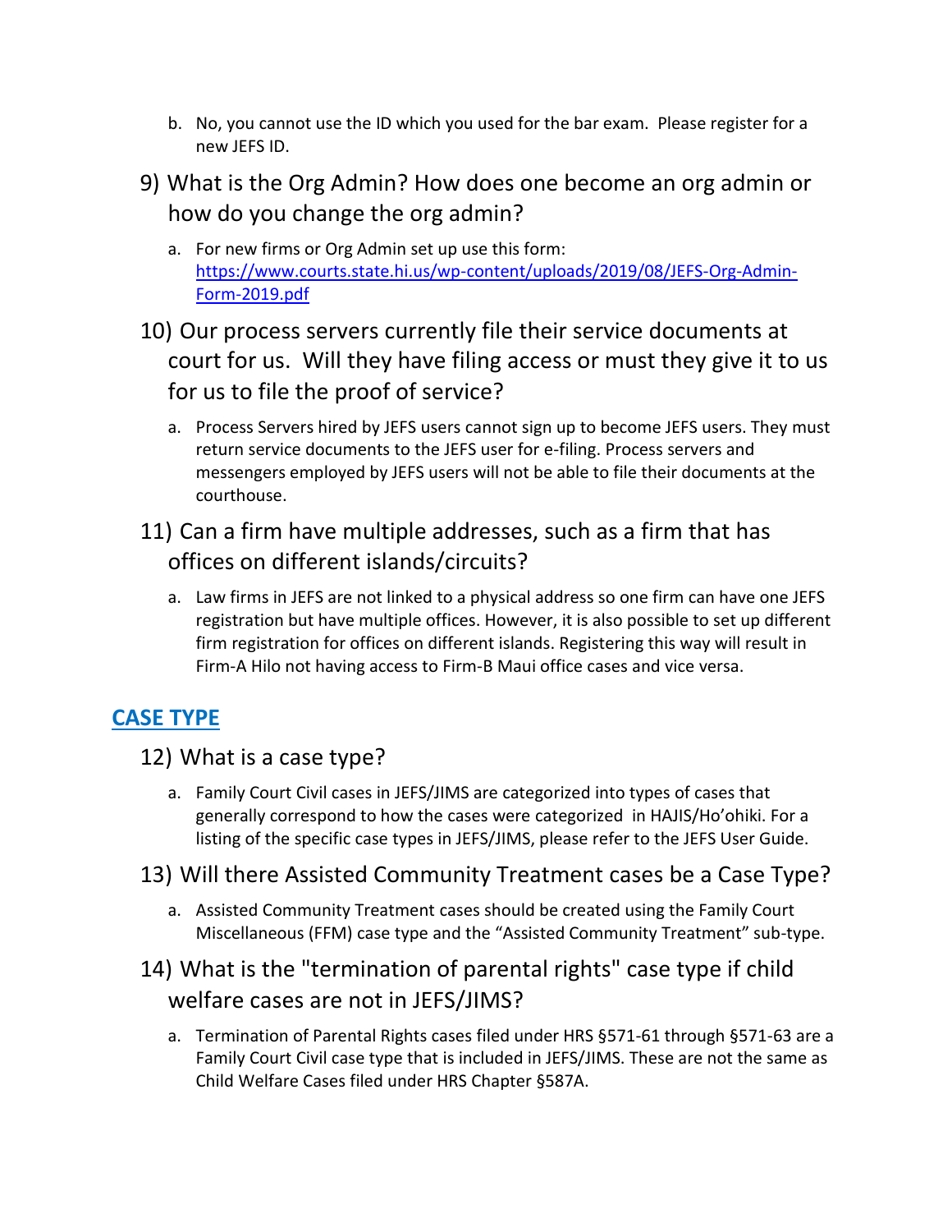b. No, you cannot use the ID which you used for the bar exam. Please register for a new JEFS ID.

9) What is the Org Admin? How does one become an org admin or how do you change the org admin?

   a. For new firms or Org Admin set up use this form: [https://www.courts.state.hi.us/wp-content/uploads/2019/08/JEFS-Org-Admin-Form-2019.pdf](https://www.courts.state.hi.us/wp-content/uploads/2019/08/JEFS-Org-Admin-Form-2019.pdf)

10) Our process servers currently file their service documents at court for us. Will they have filing access or must they give it to us for us to file the proof of service?

   a. Process Servers hired by JEFS users cannot sign up to become JEFS users. They must return service documents to the JEFS user for e-filing. Process servers and messengers employed by JEFS users will not be able to file their documents at the courthouse.

11) Can a firm have multiple addresses, such as a firm that has offices on different islands/circuits?

   a. Law firms in JEFS are not linked to a physical address so one firm can have one JEFS registration but have multiple offices. However, it is also possible to set up different firm registration for offices on different islands. Registering this way will result in Firm-A Hilo not having access to Firm-B Maui office cases and vice versa.

## CASE TYPE

12) What is a case type?

   a. Family Court Civil cases in JEFS/JIMS are categorized into types of cases that generally correspond to how the cases were categorized in HAJIS/Ho'ohiki. For a listing of the specific case types in JEFS/JIMS, please refer to the JEFS User Guide.

13) Will there Assisted Community Treatment cases be a Case Type?

   a. Assisted Community Treatment cases should be created using the Family Court Miscellaneous (FFM) case type and the "Assisted Community Treatment" sub-type.

14) What is the "termination of parental rights" case type if child welfare cases are not in JEFS/JIMS?

   a. Termination of Parental Rights cases filed under HRS §571-61 through §571-63 are a Family Court Civil case type that is included in JEFS/JIMS. These are not the same as Child Welfare Cases filed under HRS Chapter §587A.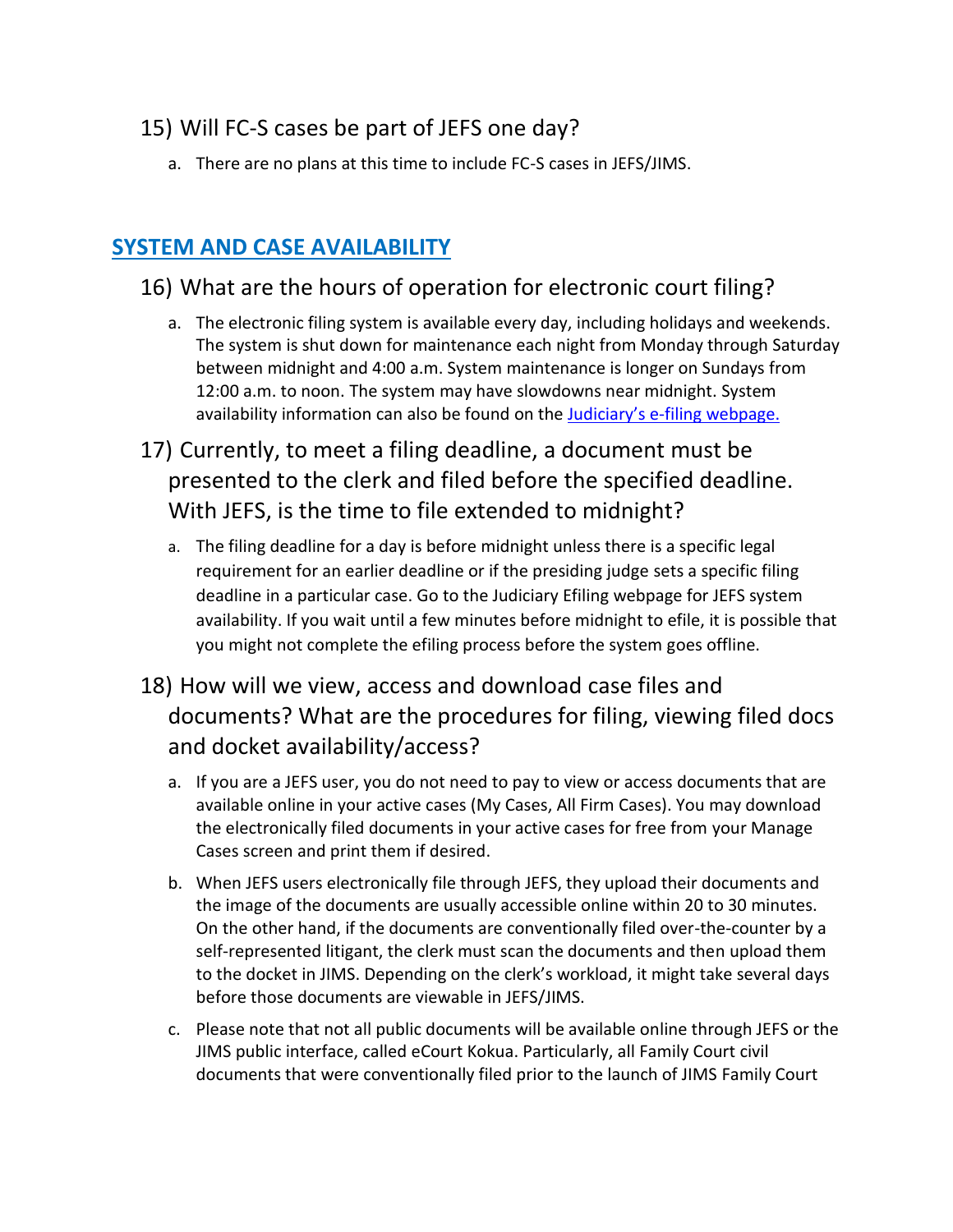15) Will FC-S cases be part of JEFS one day?

   a. There are no plans at this time to include FC-S cases in JEFS/JIMS.

## SYSTEM AND CASE AVAILABILITY

16) What are the hours of operation for electronic court filing?

   a. The electronic filing system is available every day, including holidays and weekends. The system is shut down for maintenance each night from Monday through Saturday between midnight and 4:00 a.m. System maintenance is longer on Sundays from 12:00 a.m. to noon. The system may have slowdowns near midnight. System availability information can also be found on the [Judiciary's e-filing webpage.]

17) Currently, to meet a filing deadline, a document must be presented to the clerk and filed before the specified deadline. With JEFS, is the time to file extended to midnight?

   a. The filing deadline for a day is before midnight unless there is a specific legal requirement for an earlier deadline or if the presiding judge sets a specific filing deadline in a particular case. Go to the Judiciary Efiling webpage for JEFS system availability. If you wait until a few minutes before midnight to efile, it is possible that you might not complete the efiling process before the system goes offline.

18) How will we view, access and download case files and documents? What are the procedures for filing, viewing filed docs and docket availability/access?

   a. If you are a JEFS user, you do not need to pay to view or access documents that are available online in your active cases (My Cases, All Firm Cases). You may download the electronically filed documents in your active cases for free from your Manage Cases screen and print them if desired.

   b. When JEFS users electronically file through JEFS, they upload their documents and the image of the documents are usually accessible online within 20 to 30 minutes. On the other hand, if the documents are conventionally filed over-the-counter by a self-represented litigant, the clerk must scan the documents and then upload them to the docket in JIMS. Depending on the clerk's workload, it might take several days before those documents are viewable in JEFS/JIMS.

   c. Please note that not all public documents will be available online through JEFS or the JIMS public interface, called eCourt Kokua. Particularly, all Family Court civil documents that were conventionally filed prior to the launch of JIMS Family Court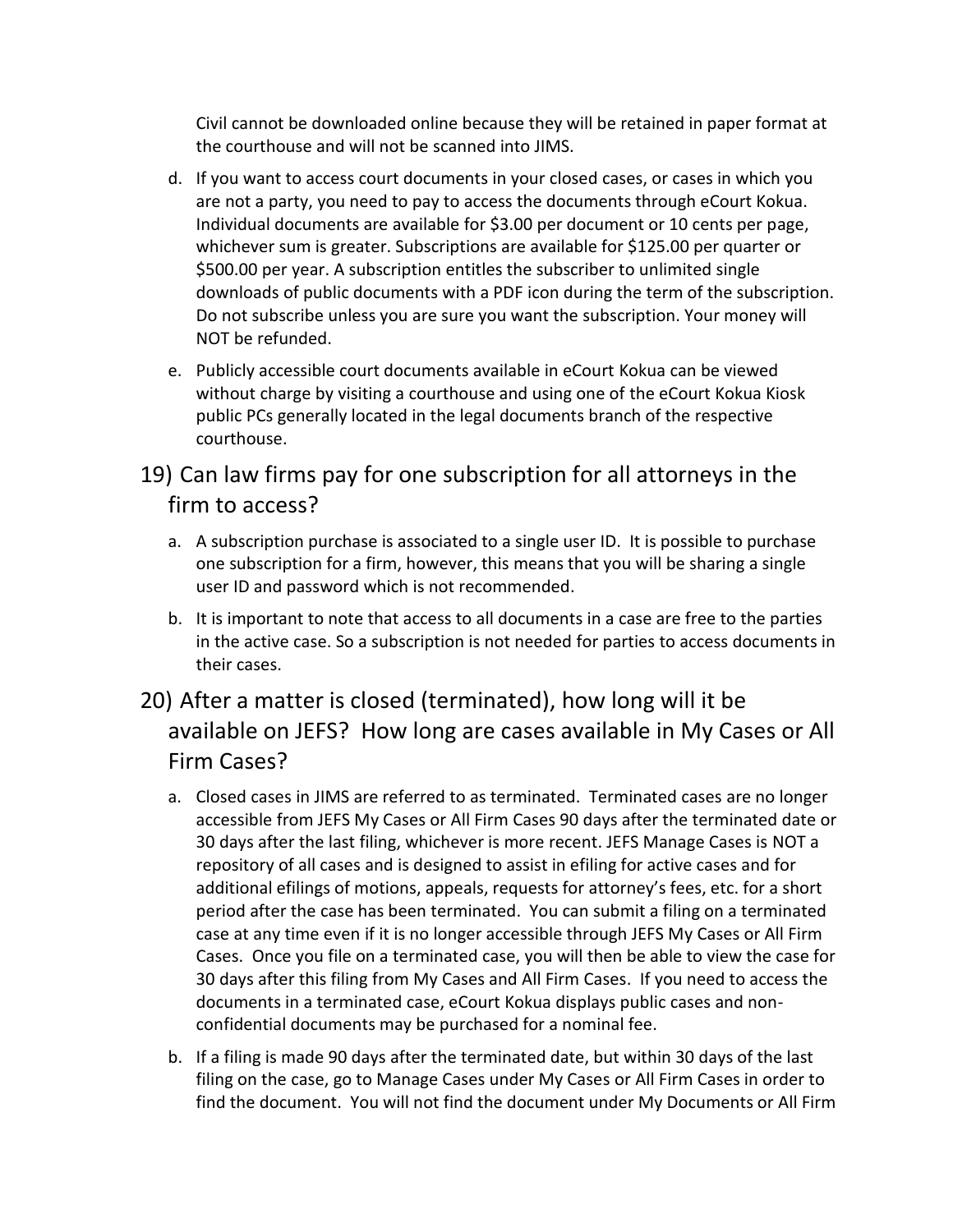Civil cannot be downloaded online because they will be retained in paper format at the courthouse and will not be scanned into JIMS.

d. If you want to access court documents in your closed cases, or cases in which you are not a party, you need to pay to access the documents through eCourt Kokua. Individual documents are available for $3.00 per document or 10 cents per page, whichever sum is greater. Subscriptions are available for $125.00 per quarter or $500.00 per year. A subscription entitles the subscriber to unlimited single downloads of public documents with a PDF icon during the term of the subscription. Do not subscribe unless you are sure you want the subscription. Your money will NOT be refunded.

e. Publicly accessible court documents available in eCourt Kokua can be viewed without charge by visiting a courthouse and using one of the eCourt Kokua Kiosk public PCs generally located in the legal documents branch of the respective courthouse.

## 19) Can law firms pay for one subscription for all attorneys in the firm to access?

a. A subscription purchase is associated to a single user ID. It is possible to purchase one subscription for a firm, however, this means that you will be sharing a single user ID and password which is not recommended.

b. It is important to note that access to all documents in a case are free to the parties in the active case. So a subscription is not needed for parties to access documents in their cases.

## 20) After a matter is closed (terminated), how long will it be available on JEFS? How long are cases available in My Cases or All Firm Cases?

a. Closed cases in JIMS are referred to as terminated. Terminated cases are no longer accessible from JEFS My Cases or All Firm Cases 90 days after the terminated date or 30 days after the last filing, whichever is more recent. JEFS Manage Cases is NOT a repository of all cases and is designed to assist in efiling for active cases and for additional efilings of motions, appeals, requests for attorney's fees, etc. for a short period after the case has been terminated. You can submit a filing on a terminated case at any time even if it is no longer accessible through JEFS My Cases or All Firm Cases. Once you file on a terminated case, you will then be able to view the case for 30 days after this filing from My Cases and All Firm Cases. If you need to access the documents in a terminated case, eCourt Kokua displays public cases and non-confidential documents may be purchased for a nominal fee.

b. If a filing is made 90 days after the terminated date, but within 30 days of the last filing on the case, go to Manage Cases under My Cases or All Firm Cases in order to find the document. You will not find the document under My Documents or All Firm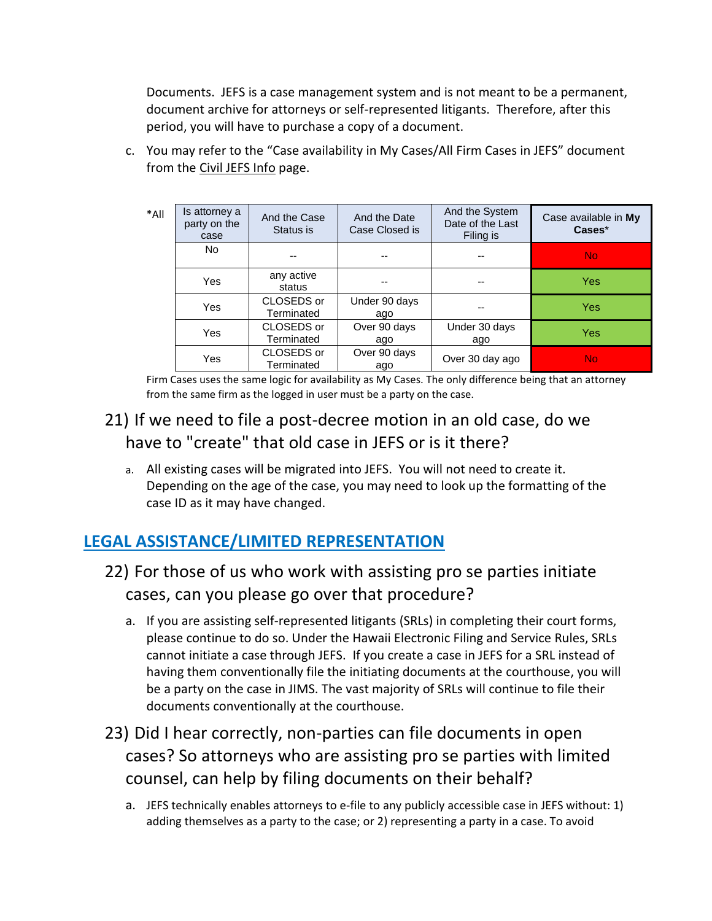Documents. JEFS is a case management system and is not meant to be a permanent, document archive for attorneys or self-represented litigants. Therefore, after this period, you will have to purchase a copy of a document.

c. You may refer to the "Case availability in My Cases/All Firm Cases in JEFS" document from the Civil JEFS Info page.

| Is attorney a party on the case | And the Case Status is | And the Date Case Closed is | And the System Date of the Last Filing is | Case available in **My Cases***|
|---|---|---|---|---|
| No | -- | -- | -- | No |
| Yes | any active status | -- | -- | Yes |
| Yes | CLOSEDS or Terminated | Under 90 days ago | -- | Yes |
| Yes | CLOSEDS or Terminated | Over 90 days ago | Under 30 days ago | Yes |
| Yes | CLOSEDS or Terminated | Over 90 days ago | Over 30 day ago | No |

*All Firm Cases uses the same logic for availability as My Cases. The only difference being that an attorney from the same firm as the logged in user must be a party on the case.

## 21) If we need to file a post-decree motion in an old case, do we have to "create" that old case in JEFS or is it there?

a. All existing cases will be migrated into JEFS. You will not need to create it. Depending on the age of the case, you may need to look up the formatting of the case ID as it may have changed.

# LEGAL ASSISTANCE/LIMITED REPRESENTATION

## 22) For those of us who work with assisting pro se parties initiate cases, can you please go over that procedure?

a. If you are assisting self-represented litigants (SRLs) in completing their court forms, please continue to do so. Under the Hawaii Electronic Filing and Service Rules, SRLs cannot initiate a case through JEFS. If you create a case in JEFS for a SRL instead of having them conventionally file the initiating documents at the courthouse, you will be a party on the case in JIMS. The vast majority of SRLs will continue to file their documents conventionally at the courthouse.

## 23) Did I hear correctly, non-parties can file documents in open cases? So attorneys who are assisting pro se parties with limited counsel, can help by filing documents on their behalf?

a. JEFS technically enables attorneys to e-file to any publicly accessible case in JEFS without: 1) adding themselves as a party to the case; or 2) representing a party in a case. To avoid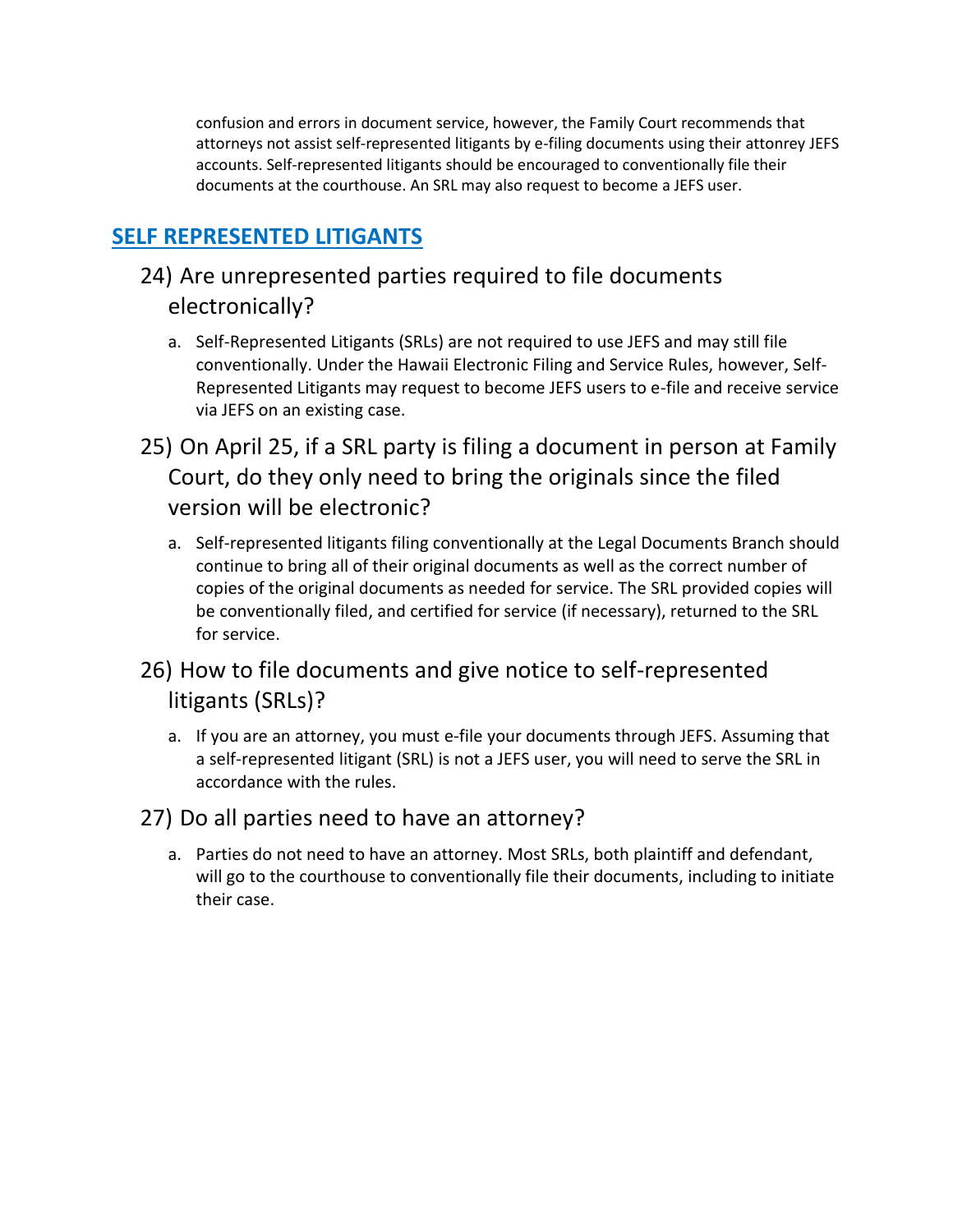confusion and errors in document service, however, the Family Court recommends that attorneys not assist self-represented litigants by e-filing documents using their attonrey JEFS accounts. Self-represented litigants should be encouraged to conventionally file their documents at the courthouse. An SRL may also request to become a JEFS user.

## SELF REPRESENTED LITIGANTS

### 24) Are unrepresented parties required to file documents electronically?

a. Self-Represented Litigants (SRLs) are not required to use JEFS and may still file conventionally. Under the Hawaii Electronic Filing and Service Rules, however, Self-Represented Litigants may request to become JEFS users to e-file and receive service via JEFS on an existing case.

### 25) On April 25, if a SRL party is filing a document in person at Family Court, do they only need to bring the originals since the filed version will be electronic?

a. Self-represented litigants filing conventionally at the Legal Documents Branch should continue to bring all of their original documents as well as the correct number of copies of the original documents as needed for service. The SRL provided copies will be conventionally filed, and certified for service (if necessary), returned to the SRL for service.

### 26) How to file documents and give notice to self-represented litigants (SRLs)?

a. If you are an attorney, you must e-file your documents through JEFS. Assuming that a self-represented litigant (SRL) is not a JEFS user, you will need to serve the SRL in accordance with the rules.

### 27) Do all parties need to have an attorney?

a. Parties do not need to have an attorney. Most SRLs, both plaintiff and defendant, will go to the courthouse to conventionally file their documents, including to initiate their case.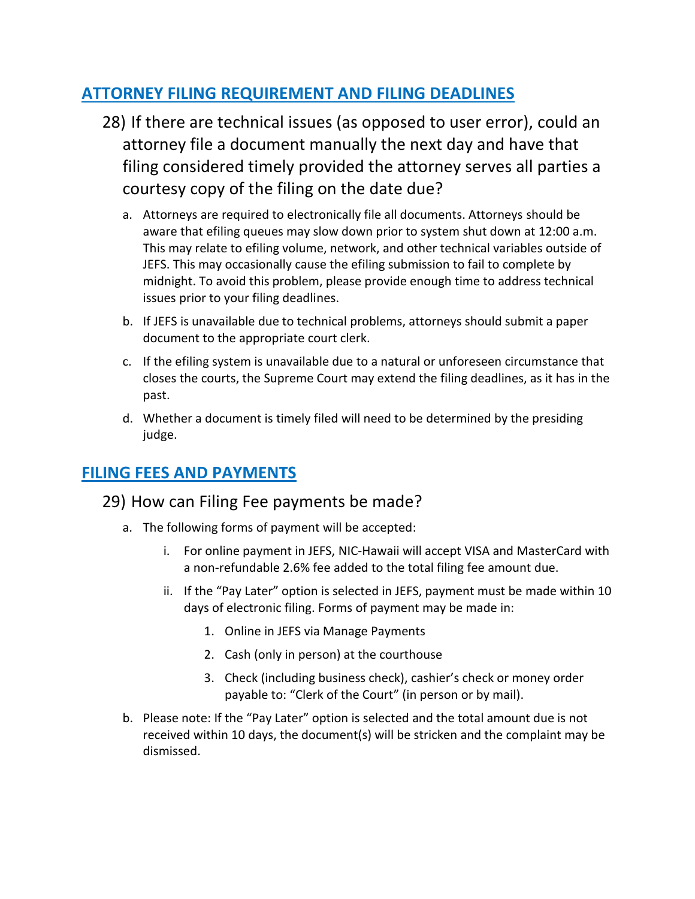## ATTORNEY FILING REQUIREMENT AND FILING DEADLINES

28) If there are technical issues (as opposed to user error), could an attorney file a document manually the next day and have that filing considered timely provided the attorney serves all parties a courtesy copy of the filing on the date due?

   a. Attorneys are required to electronically file all documents. Attorneys should be aware that efiling queues may slow down prior to system shut down at 12:00 a.m. This may relate to efiling volume, network, and other technical variables outside of JEFS. This may occasionally cause the efiling submission to fail to complete by midnight. To avoid this problem, please provide enough time to address technical issues prior to your filing deadlines.

   b. If JEFS is unavailable due to technical problems, attorneys should submit a paper document to the appropriate court clerk.

   c. If the efiling system is unavailable due to a natural or unforeseen circumstance that closes the courts, the Supreme Court may extend the filing deadlines, as it has in the past.

   d. Whether a document is timely filed will need to be determined by the presiding judge.

## FILING FEES AND PAYMENTS

29) How can Filing Fee payments be made?

   a. The following forms of payment will be accepted:

      i. For online payment in JEFS, NIC-Hawaii will accept VISA and MasterCard with a non-refundable 2.6% fee added to the total filing fee amount due.

      ii. If the "Pay Later" option is selected in JEFS, payment must be made within 10 days of electronic filing. Forms of payment may be made in:

         1. Online in JEFS via Manage Payments

         2. Cash (only in person) at the courthouse

         3. Check (including business check), cashier's check or money order payable to: "Clerk of the Court" (in person or by mail).

   b. Please note: If the "Pay Later" option is selected and the total amount due is not received within 10 days, the document(s) will be stricken and the complaint may be dismissed.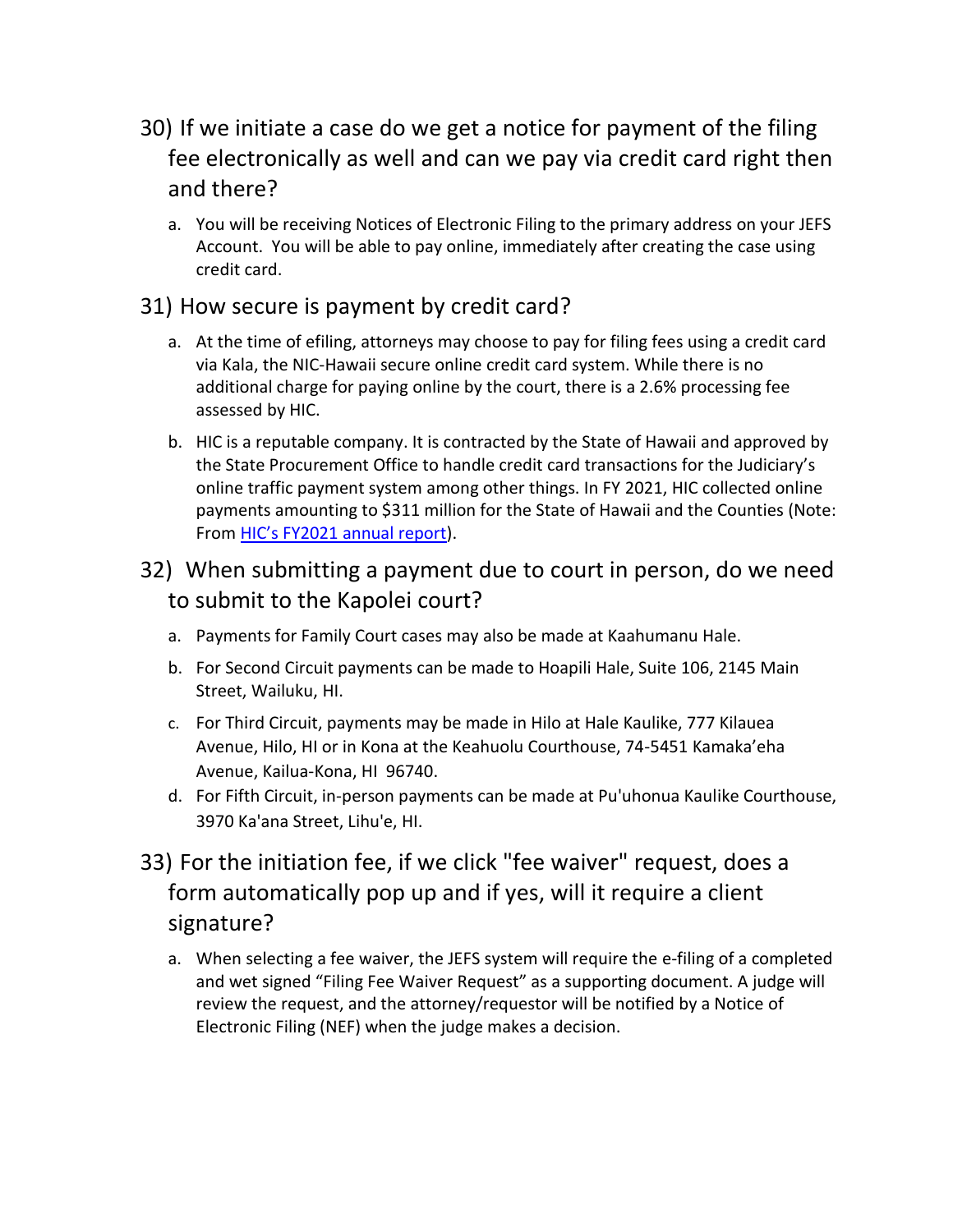## 30) If we initiate a case do we get a notice for payment of the filing fee electronically as well and can we pay via credit card right then and there?

a. You will be receiving Notices of Electronic Filing to the primary address on your JEFS Account. You will be able to pay online, immediately after creating the case using credit card.

## 31) How secure is payment by credit card?

a. At the time of efiling, attorneys may choose to pay for filing fees using a credit card via Kala, the NIC-Hawaii secure online credit card system. While there is no additional charge for paying online by the court, there is a 2.6% processing fee assessed by HIC.

b. HIC is a reputable company. It is contracted by the State of Hawaii and approved by the State Procurement Office to handle credit card transactions for the Judiciary's online traffic payment system among other things. In FY 2021, HIC collected online payments amounting to $311 million for the State of Hawaii and the Counties (Note: From [HIC's FY2021 annual report](HIC's FY2021 annual report)).

## 32) When submitting a payment due to court in person, do we need to submit to the Kapolei court?

a. Payments for Family Court cases may also be made at Kaahumanu Hale.

b. For Second Circuit payments can be made to Hoapili Hale, Suite 106, 2145 Main Street, Wailuku, HI.

c. For Third Circuit, payments may be made in Hilo at Hale Kaulike, 777 Kilauea Avenue, Hilo, HI or in Kona at the Keahuolu Courthouse, 74-5451 Kamaka'eha Avenue, Kailua-Kona, HI 96740.

d. For Fifth Circuit, in-person payments can be made at Pu'uhonua Kaulike Courthouse, 3970 Ka'ana Street, Lihu'e, HI.

## 33) For the initiation fee, if we click "fee waiver" request, does a form automatically pop up and if yes, will it require a client signature?

a. When selecting a fee waiver, the JEFS system will require the e-filing of a completed and wet signed "Filing Fee Waiver Request" as a supporting document. A judge will review the request, and the attorney/requestor will be notified by a Notice of Electronic Filing (NEF) when the judge makes a decision.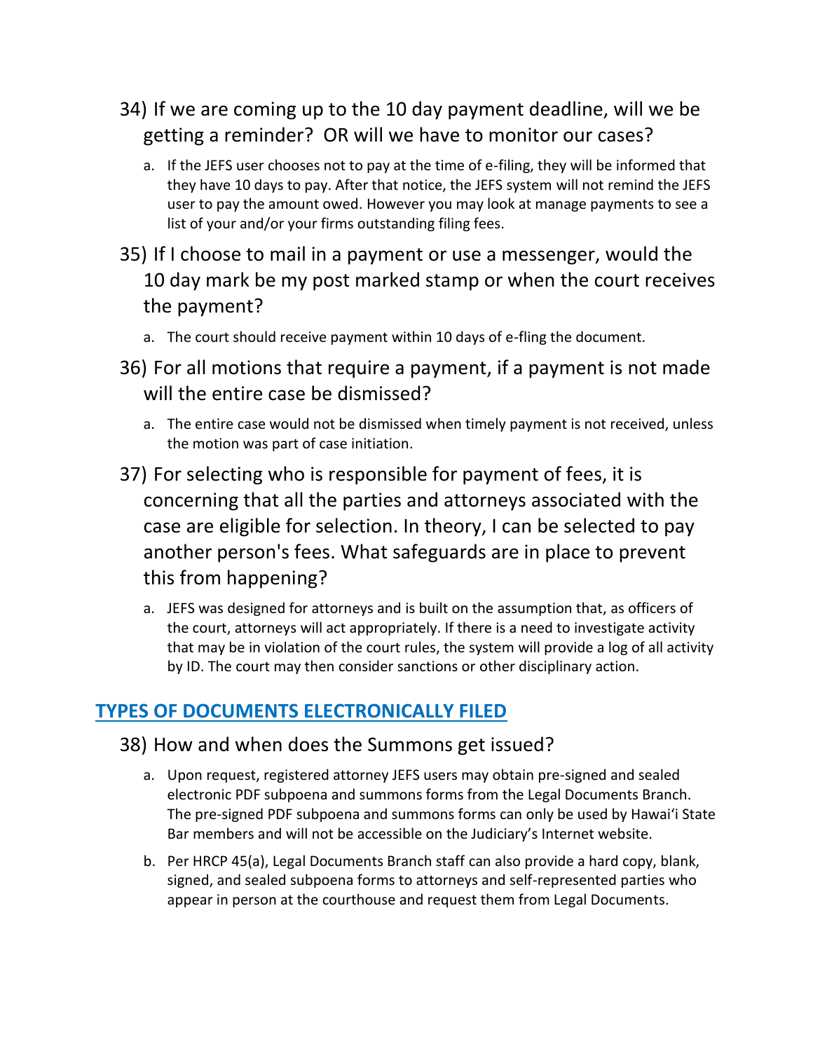34) If we are coming up to the 10 day payment deadline, will we be getting a reminder? OR will we have to monitor our cases?

   a. If the JEFS user chooses not to pay at the time of e-filing, they will be informed that they have 10 days to pay. After that notice, the JEFS system will not remind the JEFS user to pay the amount owed. However you may look at manage payments to see a list of your and/or your firms outstanding filing fees.

35) If I choose to mail in a payment or use a messenger, would the 10 day mark be my post marked stamp or when the court receives the payment?

   a. The court should receive payment within 10 days of e-fling the document.

36) For all motions that require a payment, if a payment is not made will the entire case be dismissed?

   a. The entire case would not be dismissed when timely payment is not received, unless the motion was part of case initiation.

37) For selecting who is responsible for payment of fees, it is concerning that all the parties and attorneys associated with the case are eligible for selection. In theory, I can be selected to pay another person's fees. What safeguards are in place to prevent this from happening?

   a. JEFS was designed for attorneys and is built on the assumption that, as officers of the court, attorneys will act appropriately. If there is a need to investigate activity that may be in violation of the court rules, the system will provide a log of all activity by ID. The court may then consider sanctions or other disciplinary action.

## TYPES OF DOCUMENTS ELECTRONICALLY FILED

38) How and when does the Summons get issued?

   a. Upon request, registered attorney JEFS users may obtain pre-signed and sealed electronic PDF subpoena and summons forms from the Legal Documents Branch. The pre-signed PDF subpoena and summons forms can only be used by Hawaiʻi State Bar members and will not be accessible on the Judiciary's Internet website.

   b. Per HRCP 45(a), Legal Documents Branch staff can also provide a hard copy, blank, signed, and sealed subpoena forms to attorneys and self-represented parties who appear in person at the courthouse and request them from Legal Documents.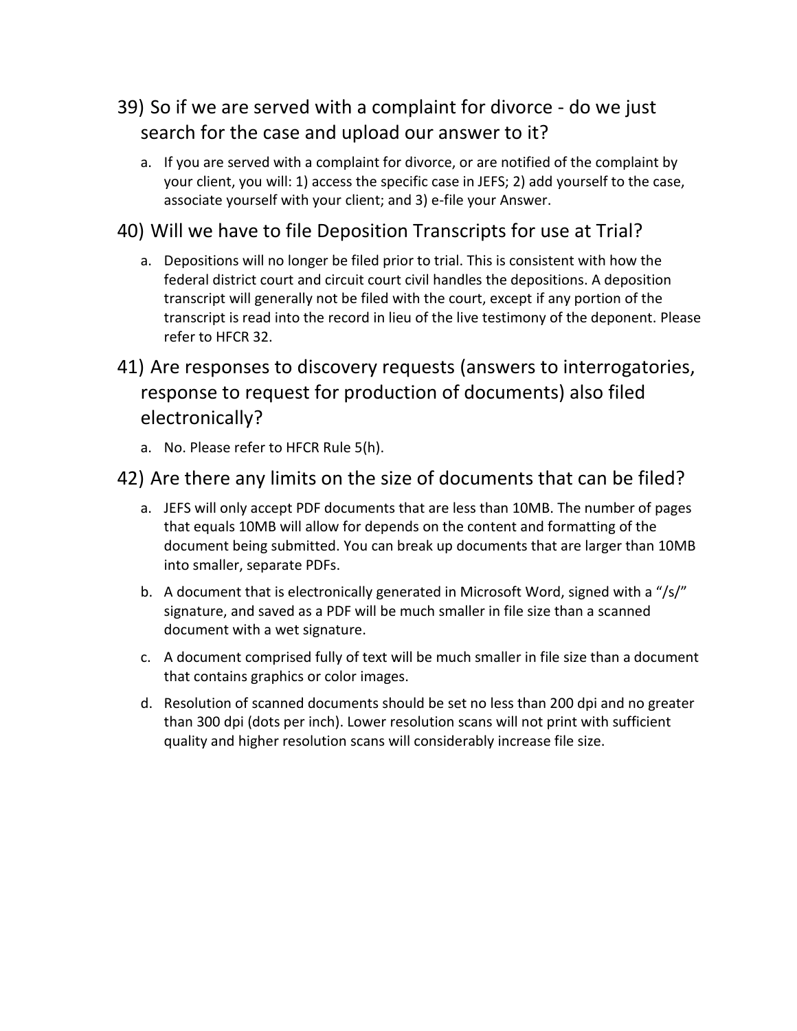## 39) So if we are served with a complaint for divorce - do we just search for the case and upload our answer to it?

a. If you are served with a complaint for divorce, or are notified of the complaint by your client, you will: 1) access the specific case in JEFS; 2) add yourself to the case, associate yourself with your client; and 3) e-file your Answer.

## 40) Will we have to file Deposition Transcripts for use at Trial?

a. Depositions will no longer be filed prior to trial. This is consistent with how the federal district court and circuit court civil handles the depositions. A deposition transcript will generally not be filed with the court, except if any portion of the transcript is read into the record in lieu of the live testimony of the deponent. Please refer to HFCR 32.

## 41) Are responses to discovery requests (answers to interrogatories, response to request for production of documents) also filed electronically?

a. No. Please refer to HFCR Rule 5(h).

## 42) Are there any limits on the size of documents that can be filed?

a. JEFS will only accept PDF documents that are less than 10MB. The number of pages that equals 10MB will allow for depends on the content and formatting of the document being submitted. You can break up documents that are larger than 10MB into smaller, separate PDFs.

b. A document that is electronically generated in Microsoft Word, signed with a "/s/" signature, and saved as a PDF will be much smaller in file size than a scanned document with a wet signature.

c. A document comprised fully of text will be much smaller in file size than a document that contains graphics or color images.

d. Resolution of scanned documents should be set no less than 200 dpi and no greater than 300 dpi (dots per inch). Lower resolution scans will not print with sufficient quality and higher resolution scans will considerably increase file size.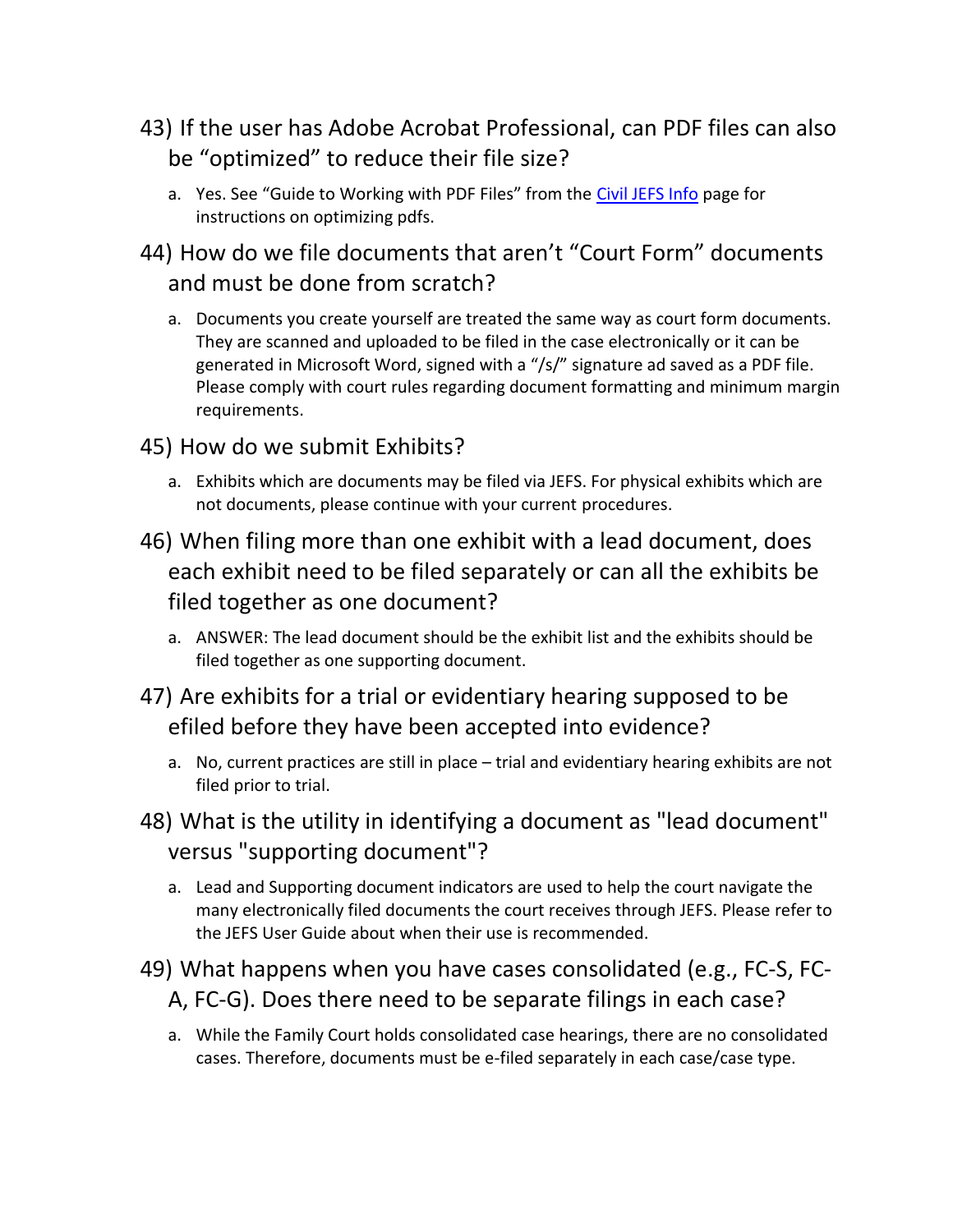## 43) If the user has Adobe Acrobat Professional, can PDF files can also be "optimized" to reduce their file size?

a. Yes. See "Guide to Working with PDF Files" from the Civil JEFS Info page for instructions on optimizing pdfs.

## 44) How do we file documents that aren't "Court Form" documents and must be done from scratch?

a. Documents you create yourself are treated the same way as court form documents. They are scanned and uploaded to be filed in the case electronically or it can be generated in Microsoft Word, signed with a "/s/" signature ad saved as a PDF file. Please comply with court rules regarding document formatting and minimum margin requirements.

## 45) How do we submit Exhibits?

a. Exhibits which are documents may be filed via JEFS. For physical exhibits which are not documents, please continue with your current procedures.

## 46) When filing more than one exhibit with a lead document, does each exhibit need to be filed separately or can all the exhibits be filed together as one document?

a. ANSWER: The lead document should be the exhibit list and the exhibits should be filed together as one supporting document.

## 47) Are exhibits for a trial or evidentiary hearing supposed to be efiled before they have been accepted into evidence?

a. No, current practices are still in place – trial and evidentiary hearing exhibits are not filed prior to trial.

## 48) What is the utility in identifying a document as "lead document" versus "supporting document"?

a. Lead and Supporting document indicators are used to help the court navigate the many electronically filed documents the court receives through JEFS. Please refer to the JEFS User Guide about when their use is recommended.

## 49) What happens when you have cases consolidated (e.g., FC-S, FC-A, FC-G). Does there need to be separate filings in each case?

a. While the Family Court holds consolidated case hearings, there are no consolidated cases. Therefore, documents must be e-filed separately in each case/case type.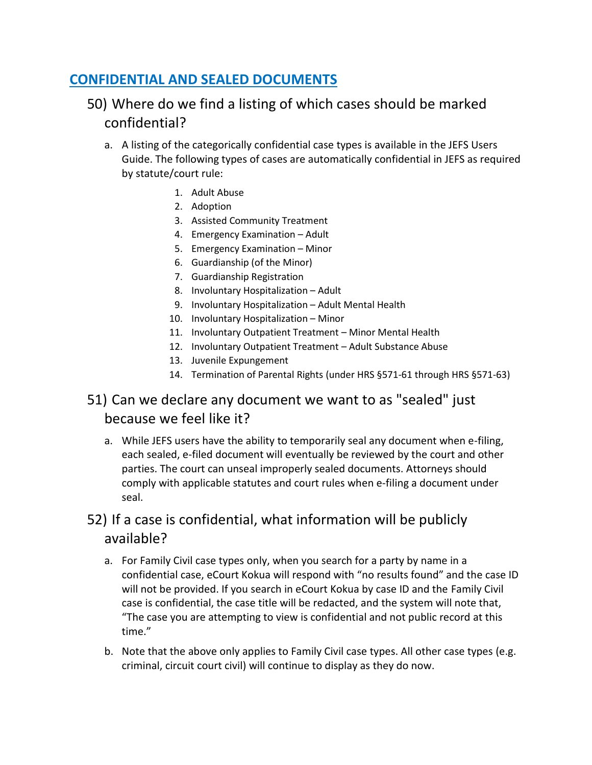## CONFIDENTIAL AND SEALED DOCUMENTS

### 50) Where do we find a listing of which cases should be marked confidential?

a. A listing of the categorically confidential case types is available in the JEFS Users Guide. The following types of cases are automatically confidential in JEFS as required by statute/court rule:

1. Adult Abuse
2. Adoption
3. Assisted Community Treatment
4. Emergency Examination – Adult
5. Emergency Examination – Minor
6. Guardianship (of the Minor)
7. Guardianship Registration
8. Involuntary Hospitalization – Adult
9. Involuntary Hospitalization – Adult Mental Health
10. Involuntary Hospitalization – Minor
11. Involuntary Outpatient Treatment – Minor Mental Health
12. Involuntary Outpatient Treatment – Adult Substance Abuse
13. Juvenile Expungement
14. Termination of Parental Rights (under HRS §571-61 through HRS §571-63)

### 51) Can we declare any document we want to as "sealed" just because we feel like it?

a. While JEFS users have the ability to temporarily seal any document when e-filing, each sealed, e-filed document will eventually be reviewed by the court and other parties. The court can unseal improperly sealed documents. Attorneys should comply with applicable statutes and court rules when e-filing a document under seal.

### 52) If a case is confidential, what information will be publicly available?

a. For Family Civil case types only, when you search for a party by name in a confidential case, eCourt Kokua will respond with "no results found" and the case ID will not be provided. If you search in eCourt Kokua by case ID and the Family Civil case is confidential, the case title will be redacted, and the system will note that, "The case you are attempting to view is confidential and not public record at this time."

b. Note that the above only applies to Family Civil case types. All other case types (e.g. criminal, circuit court civil) will continue to display as they do now.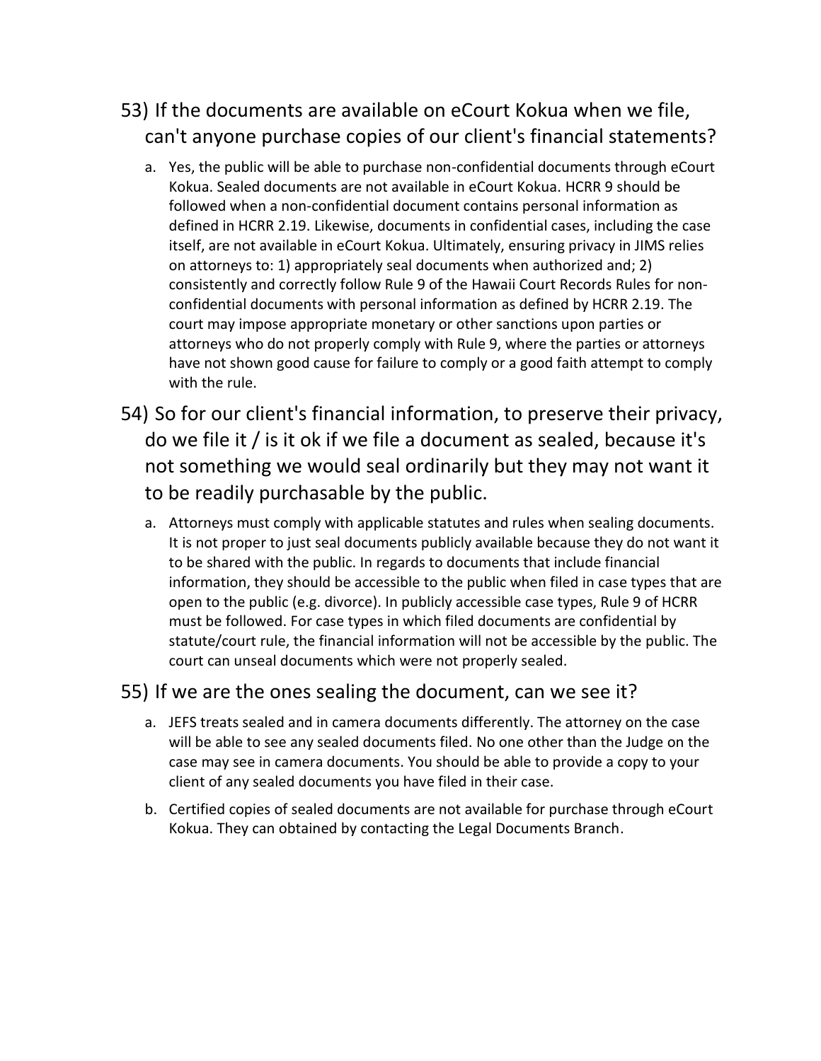53) If the documents are available on eCourt Kokua when we file, can't anyone purchase copies of our client's financial statements?

   a. Yes, the public will be able to purchase non-confidential documents through eCourt Kokua. Sealed documents are not available in eCourt Kokua. HCRR 9 should be followed when a non-confidential document contains personal information as defined in HCRR 2.19. Likewise, documents in confidential cases, including the case itself, are not available in eCourt Kokua. Ultimately, ensuring privacy in JIMS relies on attorneys to: 1) appropriately seal documents when authorized and; 2) consistently and correctly follow Rule 9 of the Hawaii Court Records Rules for non-confidential documents with personal information as defined by HCRR 2.19. The court may impose appropriate monetary or other sanctions upon parties or attorneys who do not properly comply with Rule 9, where the parties or attorneys have not shown good cause for failure to comply or a good faith attempt to comply with the rule.

54) So for our client's financial information, to preserve their privacy, do we file it / is it ok if we file a document as sealed, because it's not something we would seal ordinarily but they may not want it to be readily purchasable by the public.

   a. Attorneys must comply with applicable statutes and rules when sealing documents. It is not proper to just seal documents publicly available because they do not want it to be shared with the public. In regards to documents that include financial information, they should be accessible to the public when filed in case types that are open to the public (e.g. divorce). In publicly accessible case types, Rule 9 of HCRR must be followed. For case types in which filed documents are confidential by statute/court rule, the financial information will not be accessible by the public. The court can unseal documents which were not properly sealed.

55) If we are the ones sealing the document, can we see it?

   a. JEFS treats sealed and in camera documents differently. The attorney on the case will be able to see any sealed documents filed. No one other than the Judge on the case may see in camera documents. You should be able to provide a copy to your client of any sealed documents you have filed in their case.

   b. Certified copies of sealed documents are not available for purchase through eCourt Kokua. They can obtained by contacting the Legal Documents Branch.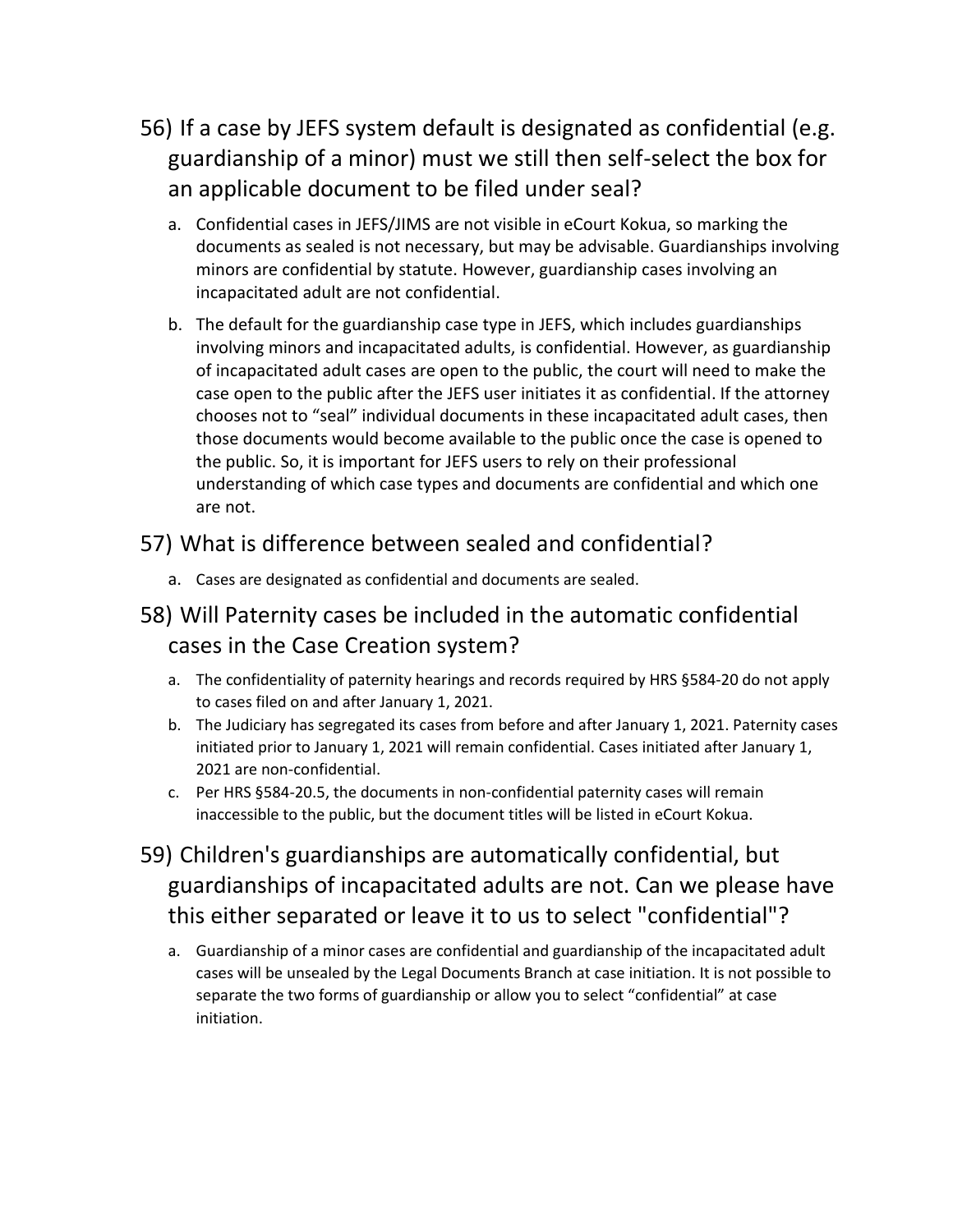## 56) If a case by JEFS system default is designated as confidential (e.g. guardianship of a minor) must we still then self-select the box for an applicable document to be filed under seal?

a. Confidential cases in JEFS/JIMS are not visible in eCourt Kokua, so marking the documents as sealed is not necessary, but may be advisable. Guardianships involving minors are confidential by statute. However, guardianship cases involving an incapacitated adult are not confidential.

b. The default for the guardianship case type in JEFS, which includes guardianships involving minors and incapacitated adults, is confidential. However, as guardianship of incapacitated adult cases are open to the public, the court will need to make the case open to the public after the JEFS user initiates it as confidential. If the attorney chooses not to "seal" individual documents in these incapacitated adult cases, then those documents would become available to the public once the case is opened to the public. So, it is important for JEFS users to rely on their professional understanding of which case types and documents are confidential and which one are not.

## 57) What is difference between sealed and confidential?

a. Cases are designated as confidential and documents are sealed.

## 58) Will Paternity cases be included in the automatic confidential cases in the Case Creation system?

a. The confidentiality of paternity hearings and records required by HRS §584-20 do not apply to cases filed on and after January 1, 2021.

b. The Judiciary has segregated its cases from before and after January 1, 2021. Paternity cases initiated prior to January 1, 2021 will remain confidential. Cases initiated after January 1, 2021 are non-confidential.

c. Per HRS §584-20.5, the documents in non-confidential paternity cases will remain inaccessible to the public, but the document titles will be listed in eCourt Kokua.

## 59) Children's guardianships are automatically confidential, but guardianships of incapacitated adults are not. Can we please have this either separated or leave it to us to select "confidential"?

a. Guardianship of a minor cases are confidential and guardianship of the incapacitated adult cases will be unsealed by the Legal Documents Branch at case initiation. It is not possible to separate the two forms of guardianship or allow you to select "confidential" at case initiation.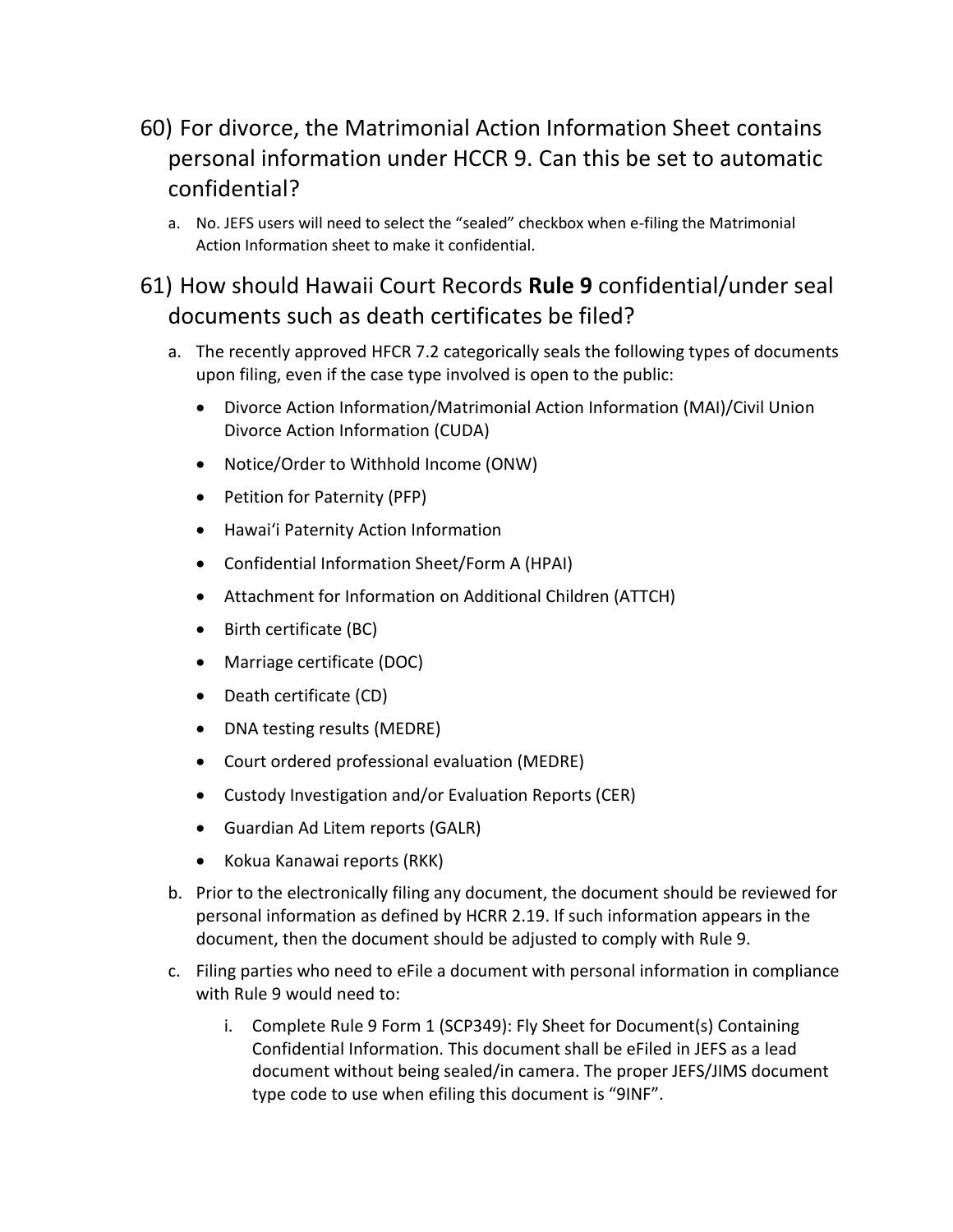## 60) For divorce, the Matrimonial Action Information Sheet contains personal information under HCCR 9. Can this be set to automatic confidential?

a. No. JEFS users will need to select the "sealed" checkbox when e-filing the Matrimonial Action Information sheet to make it confidential.

## 61) How should Hawaii Court Records **Rule 9** confidential/under seal documents such as death certificates be filed?

a. The recently approved HFCR 7.2 categorically seals the following types of documents upon filing, even if the case type involved is open to the public:

   - Divorce Action Information/Matrimonial Action Information (MAI)/Civil Union Divorce Action Information (CUDA)
   - Notice/Order to Withhold Income (ONW)
   - Petition for Paternity (PFP)
   - Hawaiʻi Paternity Action Information
   - Confidential Information Sheet/Form A (HPAI)
   - Attachment for Information on Additional Children (ATTCH)
   - Birth certificate (BC)
   - Marriage certificate (DOC)
   - Death certificate (CD)
   - DNA testing results (MEDRE)
   - Court ordered professional evaluation (MEDRE)
   - Custody Investigation and/or Evaluation Reports (CER)
   - Guardian Ad Litem reports (GALR)
   - Kokua Kanawai reports (RKK)

b. Prior to the electronically filing any document, the document should be reviewed for personal information as defined by HCRR 2.19. If such information appears in the document, then the document should be adjusted to comply with Rule 9.

c. Filing parties who need to eFile a document with personal information in compliance with Rule 9 would need to:

   i. Complete Rule 9 Form 1 (SCP349): Fly Sheet for Document(s) Containing Confidential Information. This document shall be eFiled in JEFS as a lead document without being sealed/in camera. The proper JEFS/JIMS document type code to use when efiling this document is "9INF".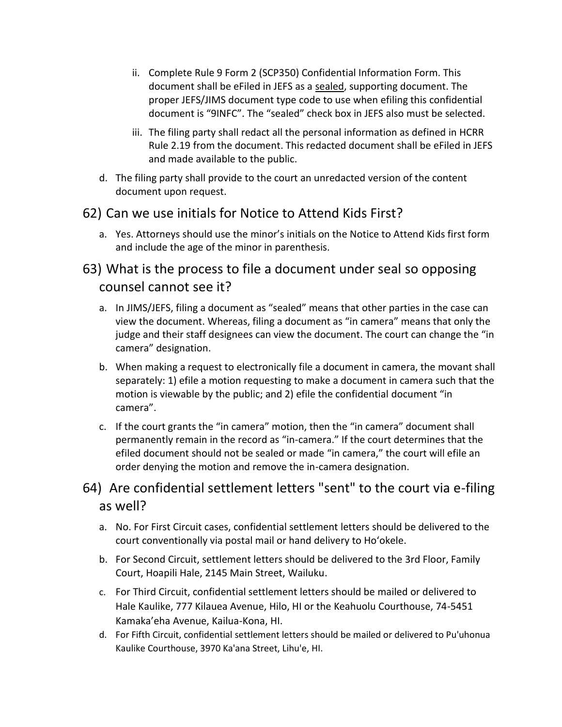ii. Complete Rule 9 Form 2 (SCP350) Confidential Information Form. This document shall be eFiled in JEFS as a <u>sealed</u>, supporting document. The proper JEFS/JIMS document type code to use when efiling this confidential document is "9INFC". The "sealed" check box in JEFS also must be selected.

   iii. The filing party shall redact all the personal information as defined in HCRR Rule 2.19 from the document. This redacted document shall be eFiled in JEFS and made available to the public.

d. The filing party shall provide to the court an unredacted version of the content document upon request.

## 62) Can we use initials for Notice to Attend Kids First?

a. Yes. Attorneys should use the minor's initials on the Notice to Attend Kids first form and include the age of the minor in parenthesis.

## 63) What is the process to file a document under seal so opposing counsel cannot see it?

a. In JIMS/JEFS, filing a document as "sealed" means that other parties in the case can view the document. Whereas, filing a document as "in camera" means that only the judge and their staff designees can view the document. The court can change the "in camera" designation.

b. When making a request to electronically file a document in camera, the movant shall separately: 1) efile a motion requesting to make a document in camera such that the motion is viewable by the public; and 2) efile the confidential document "in camera".

c. If the court grants the "in camera" motion, then the "in camera" document shall permanently remain in the record as "in-camera." If the court determines that the efiled document should not be sealed or made "in camera," the court will efile an order denying the motion and remove the in-camera designation.

## 64) Are confidential settlement letters "sent" to the court via e-filing as well?

a. No. For First Circuit cases, confidential settlement letters should be delivered to the court conventionally via postal mail or hand delivery to Hoʻokele.

b. For Second Circuit, settlement letters should be delivered to the 3rd Floor, Family Court, Hoapili Hale, 2145 Main Street, Wailuku.

c. For Third Circuit, confidential settlement letters should be mailed or delivered to Hale Kaulike, 777 Kilauea Avenue, Hilo, HI or the Keahuolu Courthouse, 74-5451 Kamaka'eha Avenue, Kailua-Kona, HI.

d. For Fifth Circuit, confidential settlement letters should be mailed or delivered to Pu'uhonua Kaulike Courthouse, 3970 Ka'ana Street, Lihu'e, HI.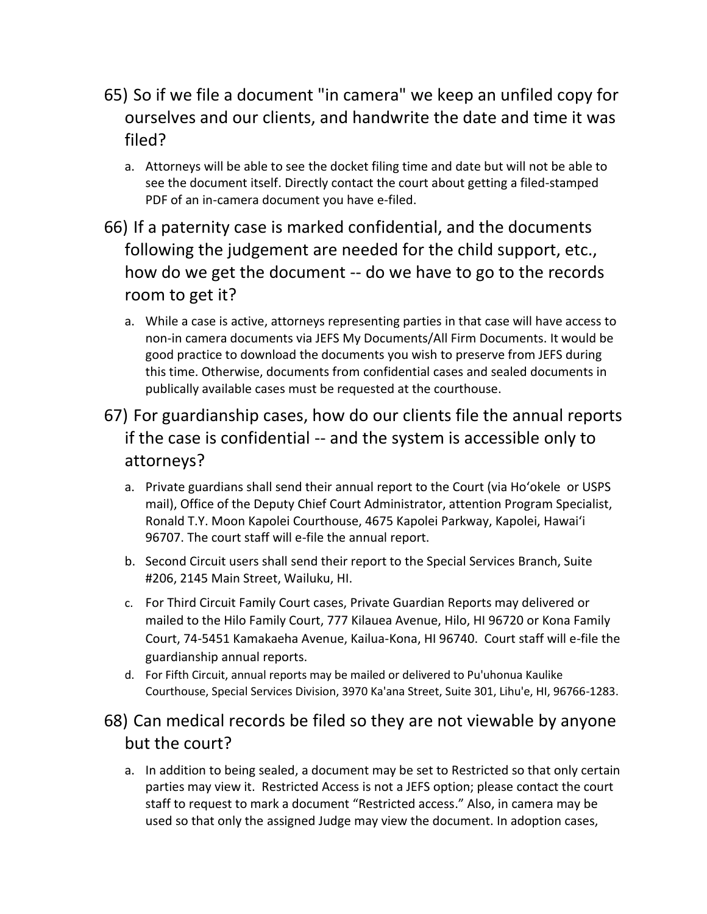## 65) So if we file a document "in camera" we keep an unfiled copy for ourselves and our clients, and handwrite the date and time it was filed?

a. Attorneys will be able to see the docket filing time and date but will not be able to see the document itself. Directly contact the court about getting a filed-stamped PDF of an in-camera document you have e-filed.

## 66) If a paternity case is marked confidential, and the documents following the judgement are needed for the child support, etc., how do we get the document -- do we have to go to the records room to get it?

a. While a case is active, attorneys representing parties in that case will have access to non-in camera documents via JEFS My Documents/All Firm Documents. It would be good practice to download the documents you wish to preserve from JEFS during this time. Otherwise, documents from confidential cases and sealed documents in publically available cases must be requested at the courthouse.

## 67) For guardianship cases, how do our clients file the annual reports if the case is confidential -- and the system is accessible only to attorneys?

a. Private guardians shall send their annual report to the Court (via Ho'okele or USPS mail), Office of the Deputy Chief Court Administrator, attention Program Specialist, Ronald T.Y. Moon Kapolei Courthouse, 4675 Kapolei Parkway, Kapolei, Hawai'i 96707. The court staff will e-file the annual report.

b. Second Circuit users shall send their report to the Special Services Branch, Suite #206, 2145 Main Street, Wailuku, HI.

c. For Third Circuit Family Court cases, Private Guardian Reports may delivered or mailed to the Hilo Family Court, 777 Kilauea Avenue, Hilo, HI 96720 or Kona Family Court, 74-5451 Kamakaeha Avenue, Kailua-Kona, HI 96740. Court staff will e-file the guardianship annual reports.

d. For Fifth Circuit, annual reports may be mailed or delivered to Pu'uhonua Kaulike Courthouse, Special Services Division, 3970 Ka'ana Street, Suite 301, Lihu'e, HI, 96766-1283.

## 68) Can medical records be filed so they are not viewable by anyone but the court?

a. In addition to being sealed, a document may be set to Restricted so that only certain parties may view it. Restricted Access is not a JEFS option; please contact the court staff to request to mark a document "Restricted access." Also, in camera may be used so that only the assigned Judge may view the document. In adoption cases,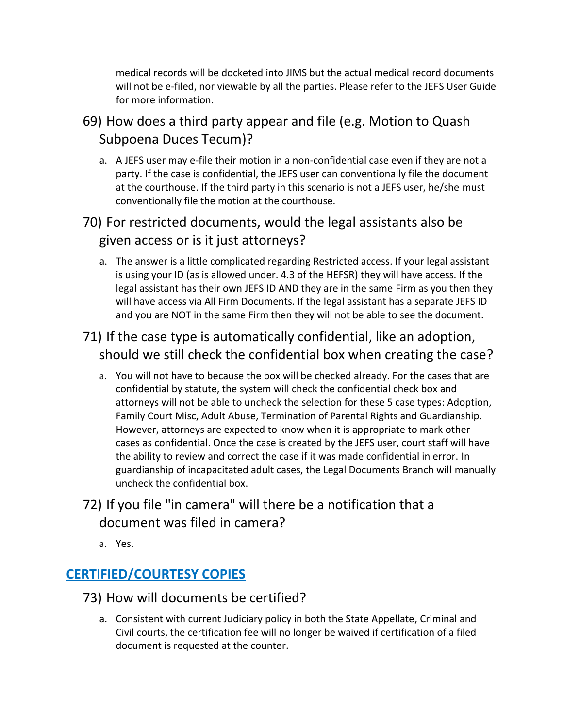medical records will be docketed into JIMS but the actual medical record documents will not be e-filed, nor viewable by all the parties. Please refer to the JEFS User Guide for more information.

### 69) How does a third party appear and file (e.g. Motion to Quash Subpoena Duces Tecum)?

a. A JEFS user may e-file their motion in a non-confidential case even if they are not a party. If the case is confidential, the JEFS user can conventionally file the document at the courthouse. If the third party in this scenario is not a JEFS user, he/she must conventionally file the motion at the courthouse.

### 70) For restricted documents, would the legal assistants also be given access or is it just attorneys?

a. The answer is a little complicated regarding Restricted access. If your legal assistant is using your ID (as is allowed under. 4.3 of the HEFSR) they will have access. If the legal assistant has their own JEFS ID AND they are in the same Firm as you then they will have access via All Firm Documents. If the legal assistant has a separate JEFS ID and you are NOT in the same Firm then they will not be able to see the document.

### 71) If the case type is automatically confidential, like an adoption, should we still check the confidential box when creating the case?

a. You will not have to because the box will be checked already. For the cases that are confidential by statute, the system will check the confidential check box and attorneys will not be able to uncheck the selection for these 5 case types: Adoption, Family Court Misc, Adult Abuse, Termination of Parental Rights and Guardianship. However, attorneys are expected to know when it is appropriate to mark other cases as confidential. Once the case is created by the JEFS user, court staff will have the ability to review and correct the case if it was made confidential in error. In guardianship of incapacitated adult cases, the Legal Documents Branch will manually uncheck the confidential box.

### 72) If you file "in camera" will there be a notification that a document was filed in camera?

a. Yes.

## CERTIFIED/COURTESY COPIES

### 73) How will documents be certified?

a. Consistent with current Judiciary policy in both the State Appellate, Criminal and Civil courts, the certification fee will no longer be waived if certification of a filed document is requested at the counter.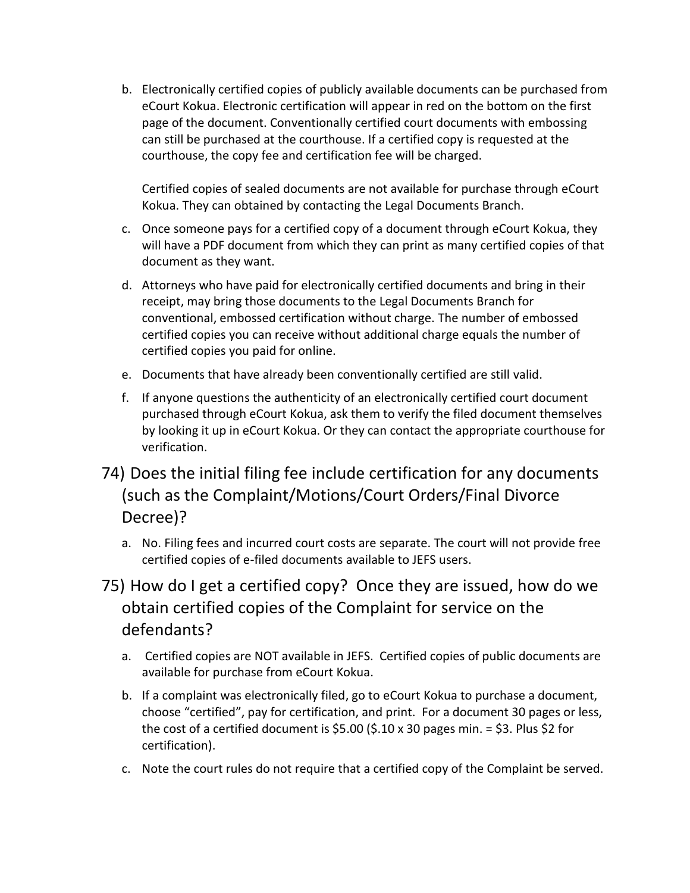b. Electronically certified copies of publicly available documents can be purchased from eCourt Kokua. Electronic certification will appear in red on the bottom on the first page of the document. Conventionally certified court documents with embossing can still be purchased at the courthouse. If a certified copy is requested at the courthouse, the copy fee and certification fee will be charged.

   Certified copies of sealed documents are not available for purchase through eCourt Kokua. They can obtained by contacting the Legal Documents Branch.

c. Once someone pays for a certified copy of a document through eCourt Kokua, they will have a PDF document from which they can print as many certified copies of that document as they want.

d. Attorneys who have paid for electronically certified documents and bring in their receipt, may bring those documents to the Legal Documents Branch for conventional, embossed certification without charge. The number of embossed certified copies you can receive without additional charge equals the number of certified copies you paid for online.

e. Documents that have already been conventionally certified are still valid.

f. If anyone questions the authenticity of an electronically certified court document purchased through eCourt Kokua, ask them to verify the filed document themselves by looking it up in eCourt Kokua. Or they can contact the appropriate courthouse for verification.

## 74) Does the initial filing fee include certification for any documents (such as the Complaint/Motions/Court Orders/Final Divorce Decree)?

a. No. Filing fees and incurred court costs are separate. The court will not provide free certified copies of e-filed documents available to JEFS users.

## 75) How do I get a certified copy? Once they are issued, how do we obtain certified copies of the Complaint for service on the defendants?

a. Certified copies are NOT available in JEFS. Certified copies of public documents are available for purchase from eCourt Kokua.

b. If a complaint was electronically filed, go to eCourt Kokua to purchase a document, choose "certified", pay for certification, and print. For a document 30 pages or less, the cost of a certified document is $5.00 ($.10 x 30 pages min. = $3. Plus $2 for certification).

c. Note the court rules do not require that a certified copy of the Complaint be served.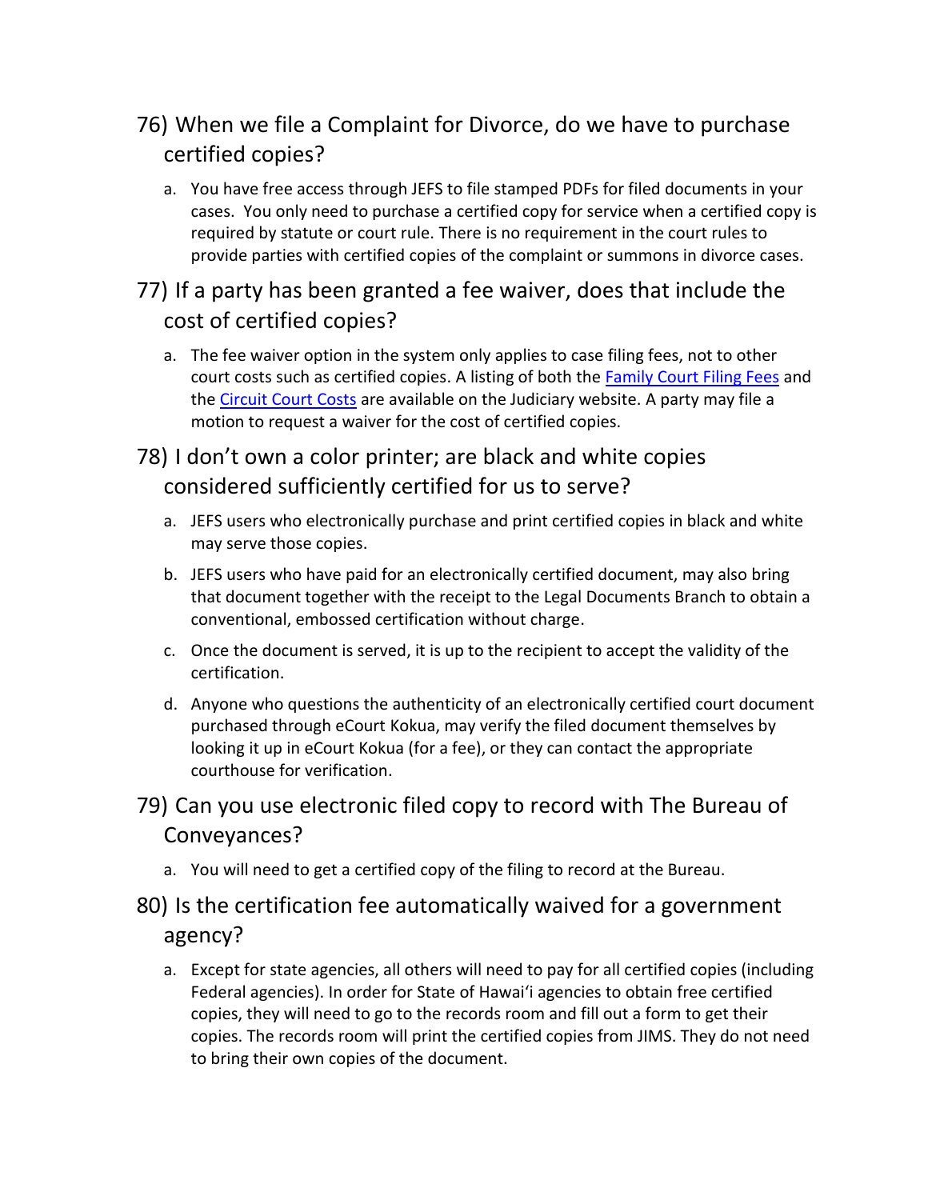## 76) When we file a Complaint for Divorce, do we have to purchase certified copies?

a. You have free access through JEFS to file stamped PDFs for filed documents in your cases. You only need to purchase a certified copy for service when a certified copy is required by statute or court rule. There is no requirement in the court rules to provide parties with certified copies of the complaint or summons in divorce cases.

## 77) If a party has been granted a fee waiver, does that include the cost of certified copies?

a. The fee waiver option in the system only applies to case filing fees, not to other court costs such as certified copies. A listing of both the Family Court Filing Fees and the Circuit Court Costs are available on the Judiciary website. A party may file a motion to request a waiver for the cost of certified copies.

## 78) I don't own a color printer; are black and white copies considered sufficiently certified for us to serve?

a. JEFS users who electronically purchase and print certified copies in black and white may serve those copies.

b. JEFS users who have paid for an electronically certified document, may also bring that document together with the receipt to the Legal Documents Branch to obtain a conventional, embossed certification without charge.

c. Once the document is served, it is up to the recipient to accept the validity of the certification.

d. Anyone who questions the authenticity of an electronically certified court document purchased through eCourt Kokua, may verify the filed document themselves by looking it up in eCourt Kokua (for a fee), or they can contact the appropriate courthouse for verification.

## 79) Can you use electronic filed copy to record with The Bureau of Conveyances?

a. You will need to get a certified copy of the filing to record at the Bureau.

## 80) Is the certification fee automatically waived for a government agency?

a. Except for state agencies, all others will need to pay for all certified copies (including Federal agencies). In order for State of Hawaiʻi agencies to obtain free certified copies, they will need to go to the records room and fill out a form to get their copies. The records room will print the certified copies from JIMS. They do not need to bring their own copies of the document.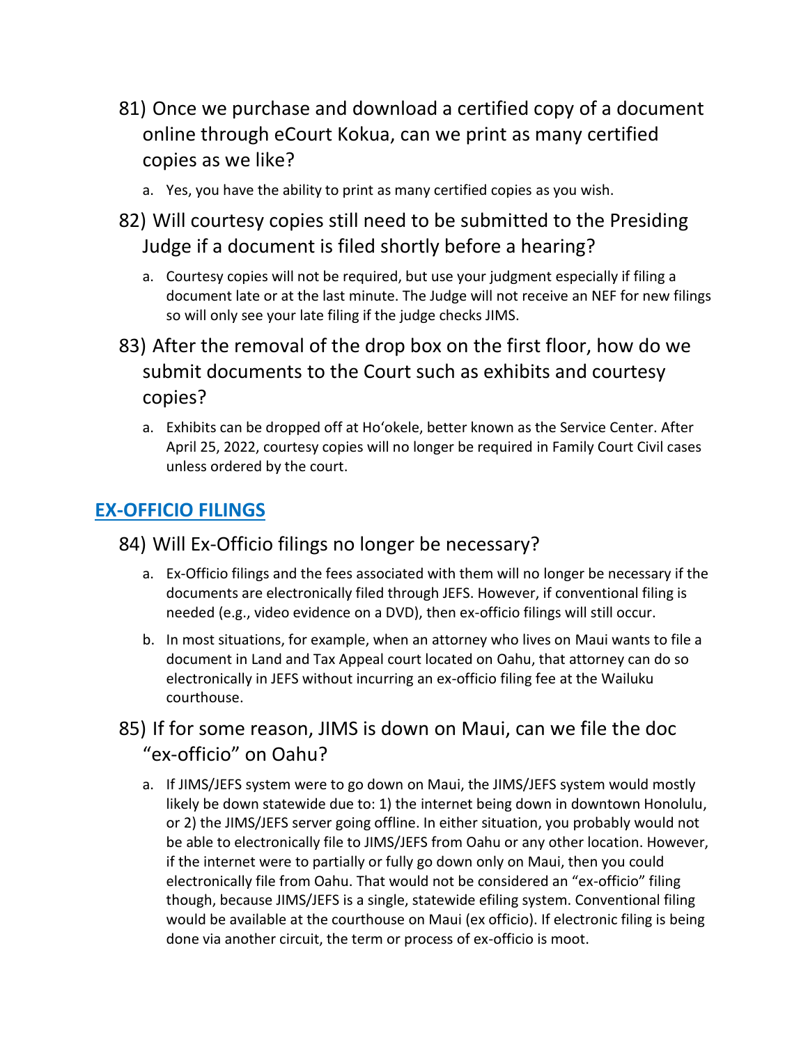81) Once we purchase and download a certified copy of a document online through eCourt Kokua, can we print as many certified copies as we like?

a. Yes, you have the ability to print as many certified copies as you wish.

82) Will courtesy copies still need to be submitted to the Presiding Judge if a document is filed shortly before a hearing?

a. Courtesy copies will not be required, but use your judgment especially if filing a document late or at the last minute. The Judge will not receive an NEF for new filings so will only see your late filing if the judge checks JIMS.

83) After the removal of the drop box on the first floor, how do we submit documents to the Court such as exhibits and courtesy copies?

a. Exhibits can be dropped off at Ho'okele, better known as the Service Center. After April 25, 2022, courtesy copies will no longer be required in Family Court Civil cases unless ordered by the court.

## EX-OFFICIO FILINGS

84) Will Ex-Officio filings no longer be necessary?

a. Ex-Officio filings and the fees associated with them will no longer be necessary if the documents are electronically filed through JEFS. However, if conventional filing is needed (e.g., video evidence on a DVD), then ex-officio filings will still occur.

b. In most situations, for example, when an attorney who lives on Maui wants to file a document in Land and Tax Appeal court located on Oahu, that attorney can do so electronically in JEFS without incurring an ex-officio filing fee at the Wailuku courthouse.

85) If for some reason, JIMS is down on Maui, can we file the doc "ex-officio" on Oahu?

a. If JIMS/JEFS system were to go down on Maui, the JIMS/JEFS system would mostly likely be down statewide due to: 1) the internet being down in downtown Honolulu, or 2) the JIMS/JEFS server going offline. In either situation, you probably would not be able to electronically file to JIMS/JEFS from Oahu or any other location. However, if the internet were to partially or fully go down only on Maui, then you could electronically file from Oahu. That would not be considered an "ex-officio" filing though, because JIMS/JEFS is a single, statewide efiling system. Conventional filing would be available at the courthouse on Maui (ex officio). If electronic filing is being done via another circuit, the term or process of ex-officio is moot.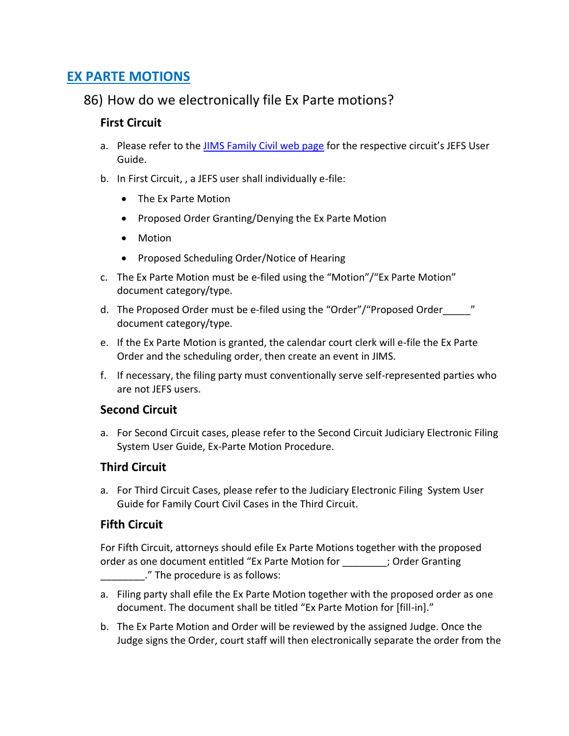## EX PARTE MOTIONS

### 86) How do we electronically file Ex Parte motions?

#### First Circuit

a. Please refer to the JIMS Family Civil web page for the respective circuit's JEFS User Guide.

b. In First Circuit, , a JEFS user shall individually e-file:

- The Ex Parte Motion
- Proposed Order Granting/Denying the Ex Parte Motion
- Motion
- Proposed Scheduling Order/Notice of Hearing

c. The Ex Parte Motion must be e-filed using the "Motion"/"Ex Parte Motion" document category/type.

d. The Proposed Order must be e-filed using the "Order"/"Proposed Order_____" document category/type.

e. If the Ex Parte Motion is granted, the calendar court clerk will e-file the Ex Parte Order and the scheduling order, then create an event in JIMS.

f. If necessary, the filing party must conventionally serve self-represented parties who are not JEFS users.

#### Second Circuit

a. For Second Circuit cases, please refer to the Second Circuit Judiciary Electronic Filing System User Guide, Ex-Parte Motion Procedure.

#### Third Circuit

a. For Third Circuit Cases, please refer to the Judiciary Electronic Filing System User Guide for Family Court Civil Cases in the Third Circuit.

#### Fifth Circuit

For Fifth Circuit, attorneys should efile Ex Parte Motions together with the proposed order as one document entitled "Ex Parte Motion for ________; Order Granting ________." The procedure is as follows:

a. Filing party shall efile the Ex Parte Motion together with the proposed order as one document. The document shall be titled "Ex Parte Motion for [fill-in]."

b. The Ex Parte Motion and Order will be reviewed by the assigned Judge. Once the Judge signs the Order, court staff will then electronically separate the order from the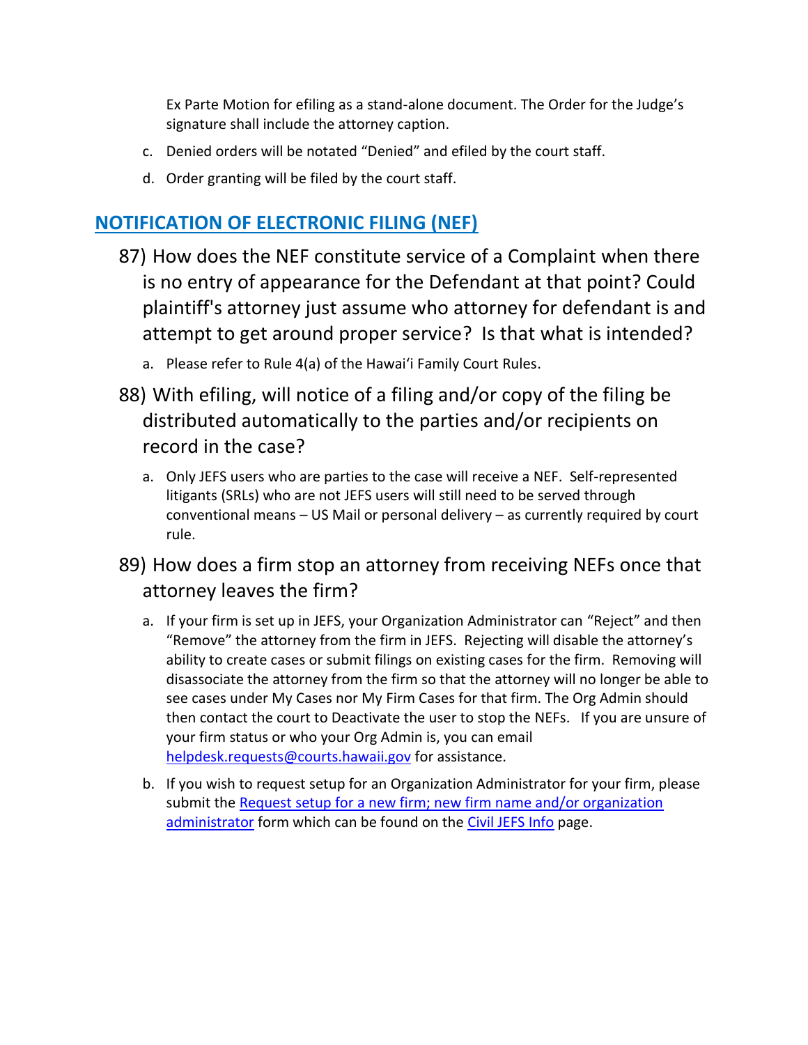Ex Parte Motion for efiling as a stand-alone document. The Order for the Judge's signature shall include the attorney caption.

c. Denied orders will be notated "Denied" and efiled by the court staff.

d. Order granting will be filed by the court staff.

## NOTIFICATION OF ELECTRONIC FILING (NEF)

### 87) How does the NEF constitute service of a Complaint when there is no entry of appearance for the Defendant at that point? Could plaintiff's attorney just assume who attorney for defendant is and attempt to get around proper service? Is that what is intended?

a. Please refer to Rule 4(a) of the Hawaiʻi Family Court Rules.

### 88) With efiling, will notice of a filing and/or copy of the filing be distributed automatically to the parties and/or recipients on record in the case?

a. Only JEFS users who are parties to the case will receive a NEF. Self-represented litigants (SRLs) who are not JEFS users will still need to be served through conventional means – US Mail or personal delivery – as currently required by court rule.

### 89) How does a firm stop an attorney from receiving NEFs once that attorney leaves the firm?

a. If your firm is set up in JEFS, your Organization Administrator can "Reject" and then "Remove" the attorney from the firm in JEFS. Rejecting will disable the attorney's ability to create cases or submit filings on existing cases for the firm. Removing will disassociate the attorney from the firm so that the attorney will no longer be able to see cases under My Cases nor My Firm Cases for that firm. The Org Admin should then contact the court to Deactivate the user to stop the NEFs. If you are unsure of your firm status or who your Org Admin is, you can email helpdesk.requests@courts.hawaii.gov for assistance.

b. If you wish to request setup for an Organization Administrator for your firm, please submit the Request setup for a new firm; new firm name and/or organization administrator form which can be found on the Civil JEFS Info page.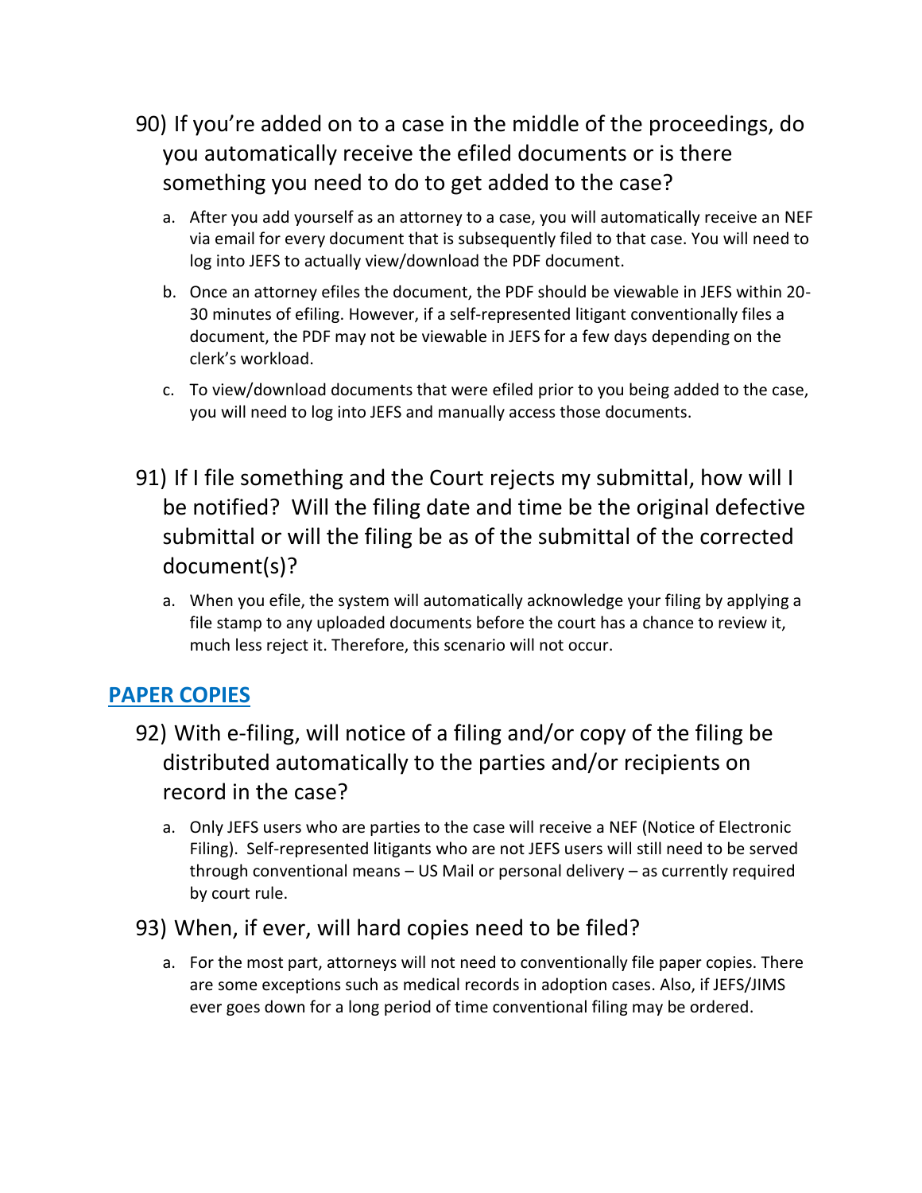90) If you're added on to a case in the middle of the proceedings, do you automatically receive the efiled documents or is there something you need to do to get added to the case?

   a. After you add yourself as an attorney to a case, you will automatically receive an NEF via email for every document that is subsequently filed to that case. You will need to log into JEFS to actually view/download the PDF document.

   b. Once an attorney efiles the document, the PDF should be viewable in JEFS within 20-30 minutes of efiling. However, if a self-represented litigant conventionally files a document, the PDF may not be viewable in JEFS for a few days depending on the clerk's workload.

   c. To view/download documents that were efiled prior to you being added to the case, you will need to log into JEFS and manually access those documents.

91) If I file something and the Court rejects my submittal, how will I be notified? Will the filing date and time be the original defective submittal or will the filing be as of the submittal of the corrected document(s)?

   a. When you efile, the system will automatically acknowledge your filing by applying a file stamp to any uploaded documents before the court has a chance to review it, much less reject it. Therefore, this scenario will not occur.

## PAPER COPIES

92) With e-filing, will notice of a filing and/or copy of the filing be distributed automatically to the parties and/or recipients on record in the case?

   a. Only JEFS users who are parties to the case will receive a NEF (Notice of Electronic Filing). Self-represented litigants who are not JEFS users will still need to be served through conventional means – US Mail or personal delivery – as currently required by court rule.

93) When, if ever, will hard copies need to be filed?

   a. For the most part, attorneys will not need to conventionally file paper copies. There are some exceptions such as medical records in adoption cases. Also, if JEFS/JIMS ever goes down for a long period of time conventional filing may be ordered.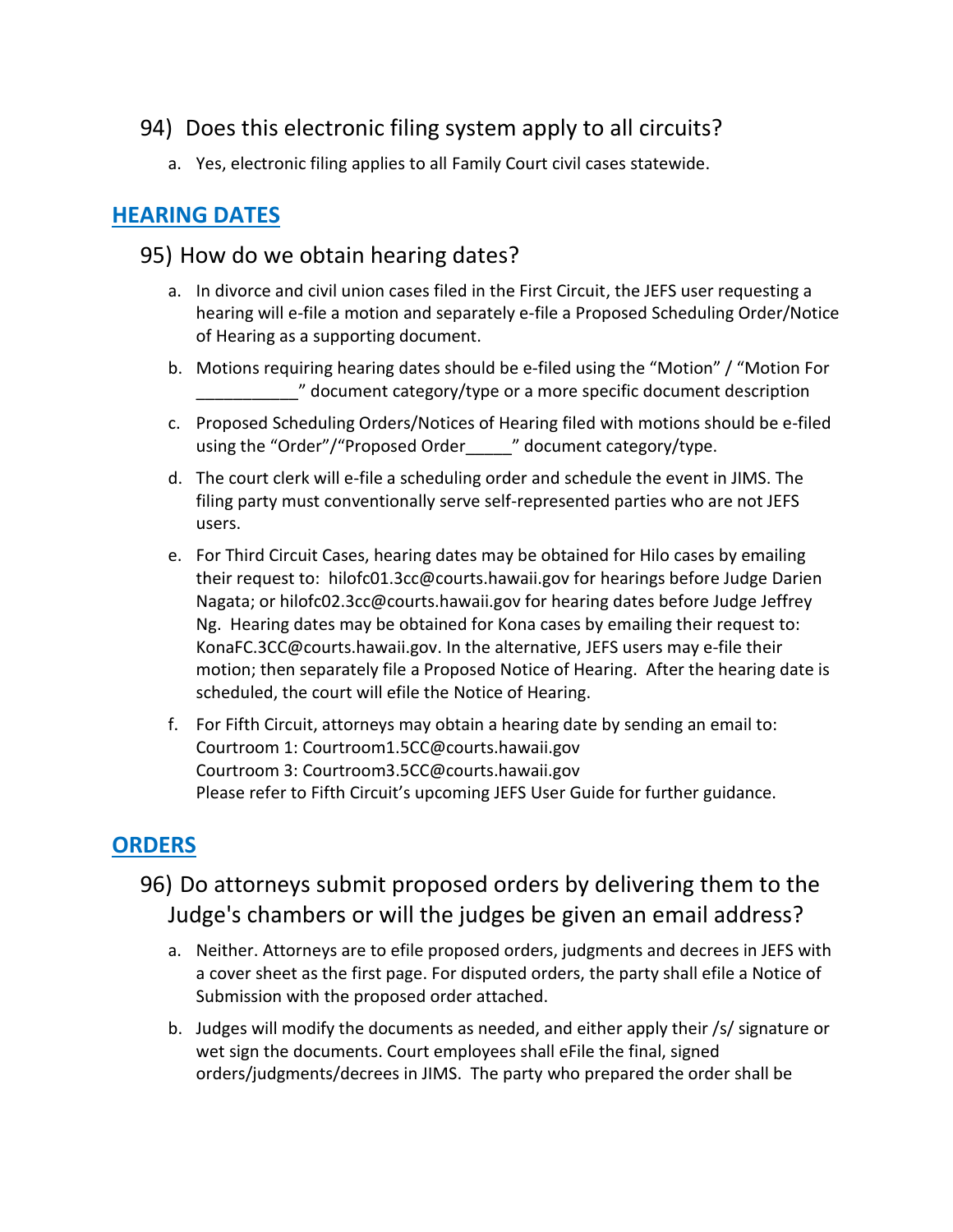94) Does this electronic filing system apply to all circuits?

a. Yes, electronic filing applies to all Family Court civil cases statewide.

## HEARING DATES

95) How do we obtain hearing dates?

a. In divorce and civil union cases filed in the First Circuit, the JEFS user requesting a hearing will e-file a motion and separately e-file a Proposed Scheduling Order/Notice of Hearing as a supporting document.

b. Motions requiring hearing dates should be e-filed using the “Motion” / “Motion For ___________” document category/type or a more specific document description

c. Proposed Scheduling Orders/Notices of Hearing filed with motions should be e-filed using the “Order”/“Proposed Order_____” document category/type.

d. The court clerk will e-file a scheduling order and schedule the event in JIMS. The filing party must conventionally serve self-represented parties who are not JEFS users.

e. For Third Circuit Cases, hearing dates may be obtained for Hilo cases by emailing their request to: hilofc01.3cc@courts.hawaii.gov for hearings before Judge Darien Nagata; or hilofc02.3cc@courts.hawaii.gov for hearing dates before Judge Jeffrey Ng. Hearing dates may be obtained for Kona cases by emailing their request to: KonaFC.3CC@courts.hawaii.gov. In the alternative, JEFS users may e-file their motion; then separately file a Proposed Notice of Hearing. After the hearing date is scheduled, the court will efile the Notice of Hearing.

f. For Fifth Circuit, attorneys may obtain a hearing date by sending an email to:
Courtroom 1: Courtroom1.5CC@courts.hawaii.gov
Courtroom 3: Courtroom3.5CC@courts.hawaii.gov
Please refer to Fifth Circuit’s upcoming JEFS User Guide for further guidance.

## ORDERS

96) Do attorneys submit proposed orders by delivering them to the Judge's chambers or will the judges be given an email address?

a. Neither. Attorneys are to efile proposed orders, judgments and decrees in JEFS with a cover sheet as the first page. For disputed orders, the party shall efile a Notice of Submission with the proposed order attached.

b. Judges will modify the documents as needed, and either apply their /s/ signature or wet sign the documents. Court employees shall eFile the final, signed orders/judgments/decrees in JIMS. The party who prepared the order shall be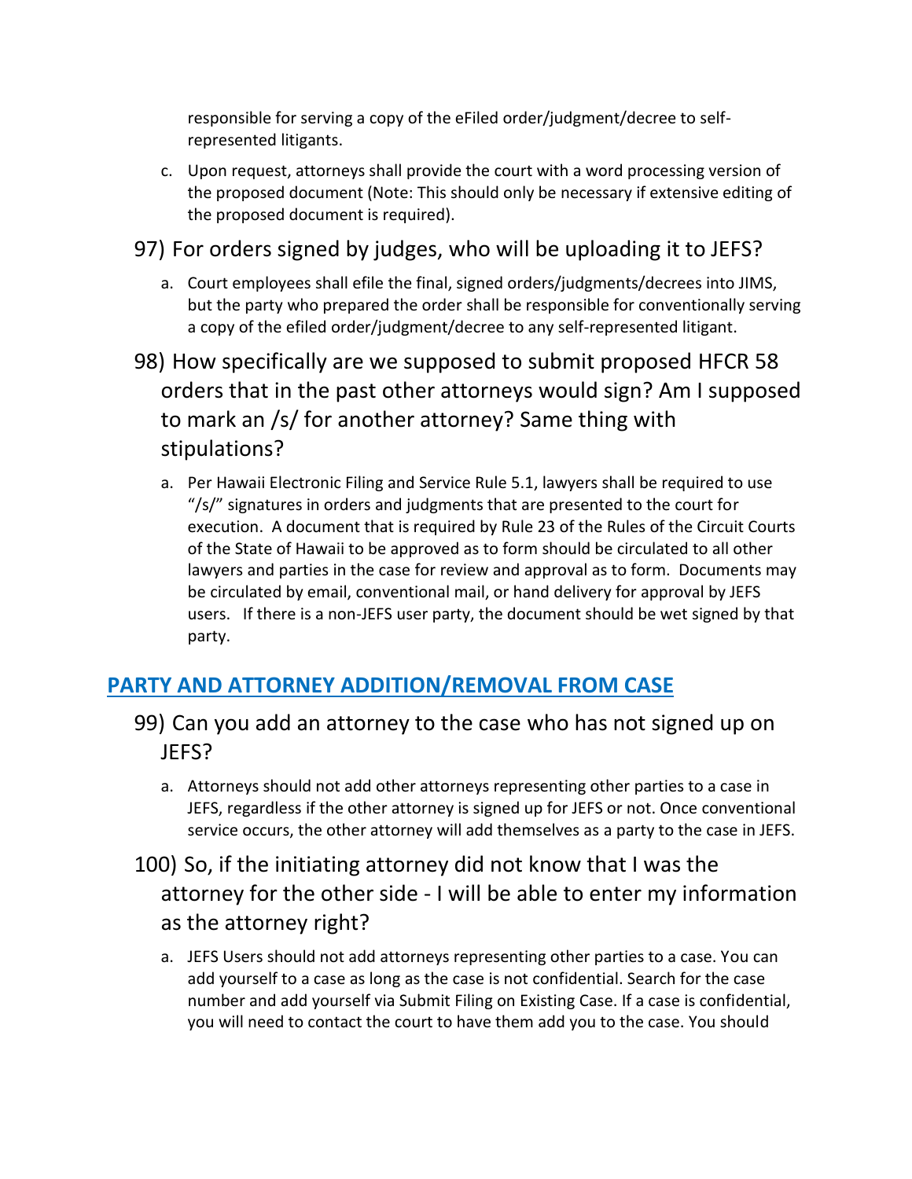responsible for serving a copy of the eFiled order/judgment/decree to self-represented litigants.

c. Upon request, attorneys shall provide the court with a word processing version of the proposed document (Note: This should only be necessary if extensive editing of the proposed document is required).

### 97) For orders signed by judges, who will be uploading it to JEFS?

a. Court employees shall efile the final, signed orders/judgments/decrees into JIMS, but the party who prepared the order shall be responsible for conventionally serving a copy of the efiled order/judgment/decree to any self-represented litigant.

### 98) How specifically are we supposed to submit proposed HFCR 58 orders that in the past other attorneys would sign? Am I supposed to mark an /s/ for another attorney? Same thing with stipulations?

a. Per Hawaii Electronic Filing and Service Rule 5.1, lawyers shall be required to use "/s/" signatures in orders and judgments that are presented to the court for execution. A document that is required by Rule 23 of the Rules of the Circuit Courts of the State of Hawaii to be approved as to form should be circulated to all other lawyers and parties in the case for review and approval as to form. Documents may be circulated by email, conventional mail, or hand delivery for approval by JEFS users. If there is a non-JEFS user party, the document should be wet signed by that party.

## PARTY AND ATTORNEY ADDITION/REMOVAL FROM CASE

### 99) Can you add an attorney to the case who has not signed up on JEFS?

a. Attorneys should not add other attorneys representing other parties to a case in JEFS, regardless if the other attorney is signed up for JEFS or not. Once conventional service occurs, the other attorney will add themselves as a party to the case in JEFS.

### 100) So, if the initiating attorney did not know that I was the attorney for the other side - I will be able to enter my information as the attorney right?

a. JEFS Users should not add attorneys representing other parties to a case. You can add yourself to a case as long as the case is not confidential. Search for the case number and add yourself via Submit Filing on Existing Case. If a case is confidential, you will need to contact the court to have them add you to the case. You should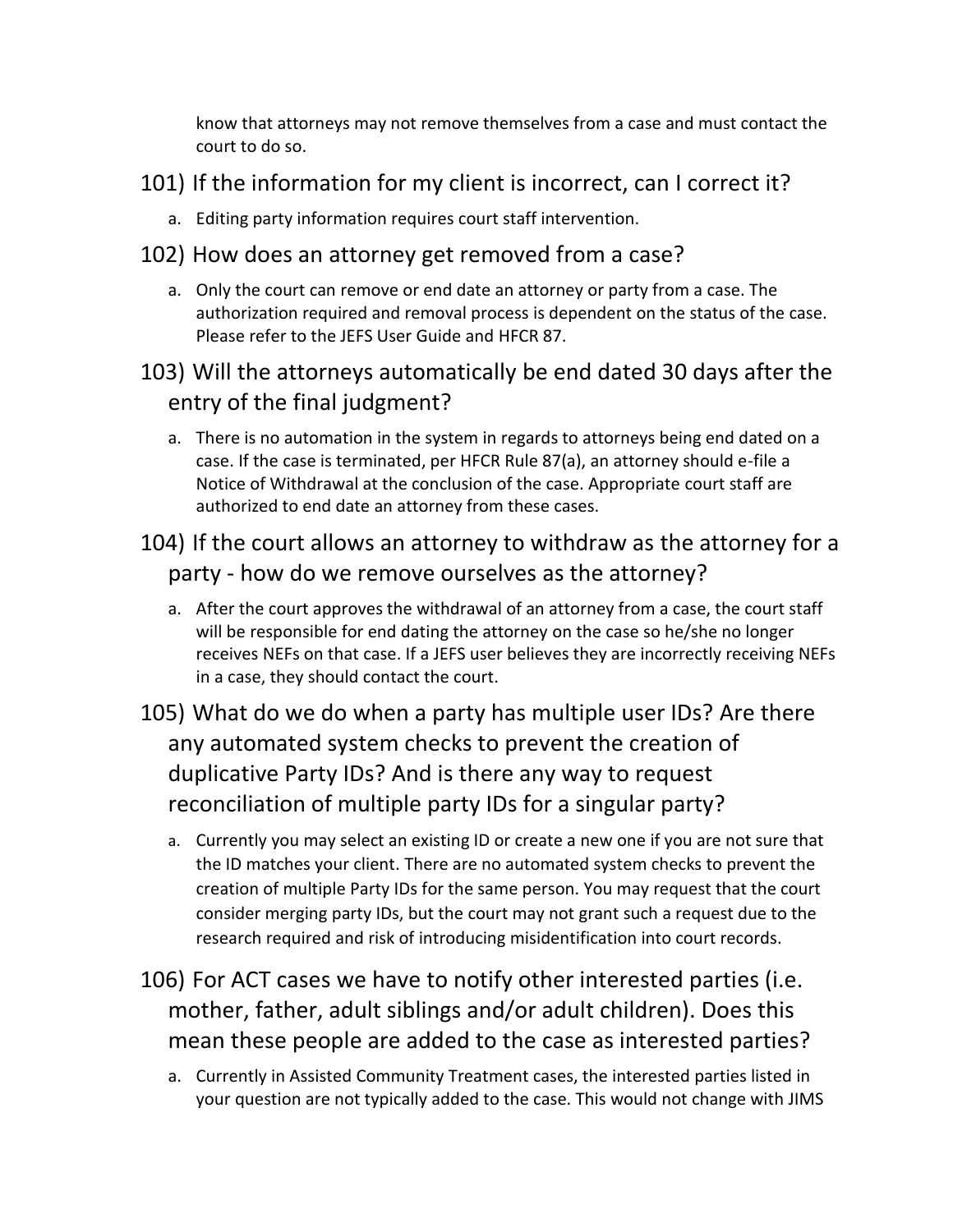know that attorneys may not remove themselves from a case and must contact the court to do so.

## 101) If the information for my client is incorrect, can I correct it?

a. Editing party information requires court staff intervention.

## 102) How does an attorney get removed from a case?

a. Only the court can remove or end date an attorney or party from a case. The authorization required and removal process is dependent on the status of the case. Please refer to the JEFS User Guide and HFCR 87.

## 103) Will the attorneys automatically be end dated 30 days after the entry of the final judgment?

a. There is no automation in the system in regards to attorneys being end dated on a case. If the case is terminated, per HFCR Rule 87(a), an attorney should e-file a Notice of Withdrawal at the conclusion of the case. Appropriate court staff are authorized to end date an attorney from these cases.

## 104) If the court allows an attorney to withdraw as the attorney for a party - how do we remove ourselves as the attorney?

a. After the court approves the withdrawal of an attorney from a case, the court staff will be responsible for end dating the attorney on the case so he/she no longer receives NEFs on that case. If a JEFS user believes they are incorrectly receiving NEFs in a case, they should contact the court.

## 105) What do we do when a party has multiple user IDs? Are there any automated system checks to prevent the creation of duplicative Party IDs? And is there any way to request reconciliation of multiple party IDs for a singular party?

a. Currently you may select an existing ID or create a new one if you are not sure that the ID matches your client. There are no automated system checks to prevent the creation of multiple Party IDs for the same person. You may request that the court consider merging party IDs, but the court may not grant such a request due to the research required and risk of introducing misidentification into court records.

## 106) For ACT cases we have to notify other interested parties (i.e. mother, father, adult siblings and/or adult children). Does this mean these people are added to the case as interested parties?

a. Currently in Assisted Community Treatment cases, the interested parties listed in your question are not typically added to the case. This would not change with JIMS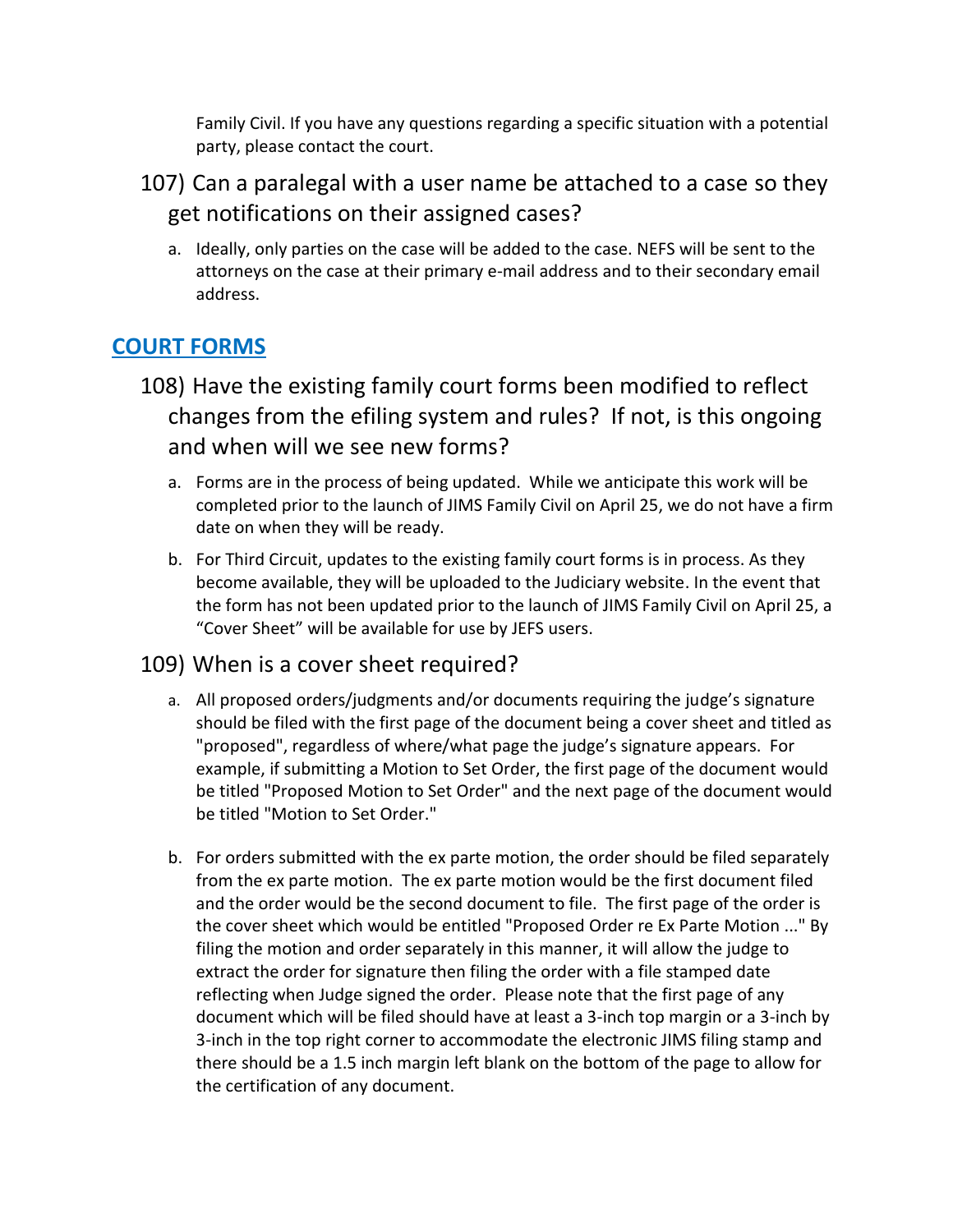Family Civil. If you have any questions regarding a specific situation with a potential party, please contact the court.

### 107) Can a paralegal with a user name be attached to a case so they get notifications on their assigned cases?

a. Ideally, only parties on the case will be added to the case. NEFS will be sent to the attorneys on the case at their primary e-mail address and to their secondary email address.

## COURT FORMS

### 108) Have the existing family court forms been modified to reflect changes from the efiling system and rules? If not, is this ongoing and when will we see new forms?

a. Forms are in the process of being updated. While we anticipate this work will be completed prior to the launch of JIMS Family Civil on April 25, we do not have a firm date on when they will be ready.

b. For Third Circuit, updates to the existing family court forms is in process. As they become available, they will be uploaded to the Judiciary website. In the event that the form has not been updated prior to the launch of JIMS Family Civil on April 25, a "Cover Sheet" will be available for use by JEFS users.

### 109) When is a cover sheet required?

a. All proposed orders/judgments and/or documents requiring the judge's signature should be filed with the first page of the document being a cover sheet and titled as "proposed", regardless of where/what page the judge's signature appears. For example, if submitting a Motion to Set Order, the first page of the document would be titled "Proposed Motion to Set Order" and the next page of the document would be titled "Motion to Set Order."

b. For orders submitted with the ex parte motion, the order should be filed separately from the ex parte motion. The ex parte motion would be the first document filed and the order would be the second document to file. The first page of the order is the cover sheet which would be entitled "Proposed Order re Ex Parte Motion ..." By filing the motion and order separately in this manner, it will allow the judge to extract the order for signature then filing the order with a file stamped date reflecting when Judge signed the order. Please note that the first page of any document which will be filed should have at least a 3-inch top margin or a 3-inch by 3-inch in the top right corner to accommodate the electronic JIMS filing stamp and there should be a 1.5 inch margin left blank on the bottom of the page to allow for the certification of any document.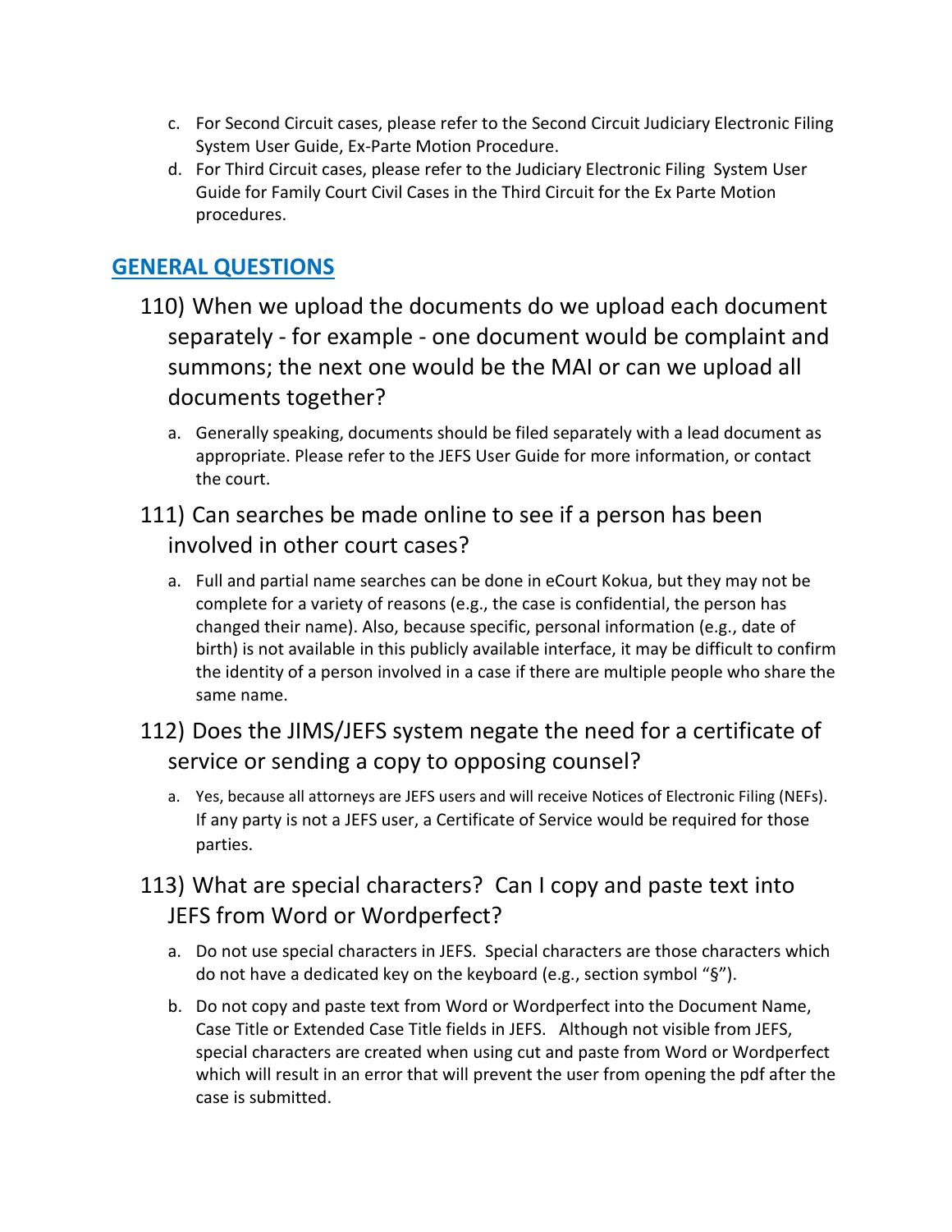c. For Second Circuit cases, please refer to the Second Circuit Judiciary Electronic Filing System User Guide, Ex-Parte Motion Procedure.

d. For Third Circuit cases, please refer to the Judiciary Electronic Filing System User Guide for Family Court Civil Cases in the Third Circuit for the Ex Parte Motion procedures.

## GENERAL QUESTIONS

### 110) When we upload the documents do we upload each document separately - for example - one document would be complaint and summons; the next one would be the MAI or can we upload all documents together?

a. Generally speaking, documents should be filed separately with a lead document as appropriate. Please refer to the JEFS User Guide for more information, or contact the court.

### 111) Can searches be made online to see if a person has been involved in other court cases?

a. Full and partial name searches can be done in eCourt Kokua, but they may not be complete for a variety of reasons (e.g., the case is confidential, the person has changed their name). Also, because specific, personal information (e.g., date of birth) is not available in this publicly available interface, it may be difficult to confirm the identity of a person involved in a case if there are multiple people who share the same name.

### 112) Does the JIMS/JEFS system negate the need for a certificate of service or sending a copy to opposing counsel?

a. Yes, because all attorneys are JEFS users and will receive Notices of Electronic Filing (NEFs). If any party is not a JEFS user, a Certificate of Service would be required for those parties.

### 113) What are special characters? Can I copy and paste text into JEFS from Word or Wordperfect?

a. Do not use special characters in JEFS. Special characters are those characters which do not have a dedicated key on the keyboard (e.g., section symbol "§").

b. Do not copy and paste text from Word or Wordperfect into the Document Name, Case Title or Extended Case Title fields in JEFS. Although not visible from JEFS, special characters are created when using cut and paste from Word or Wordperfect which will result in an error that will prevent the user from opening the pdf after the case is submitted.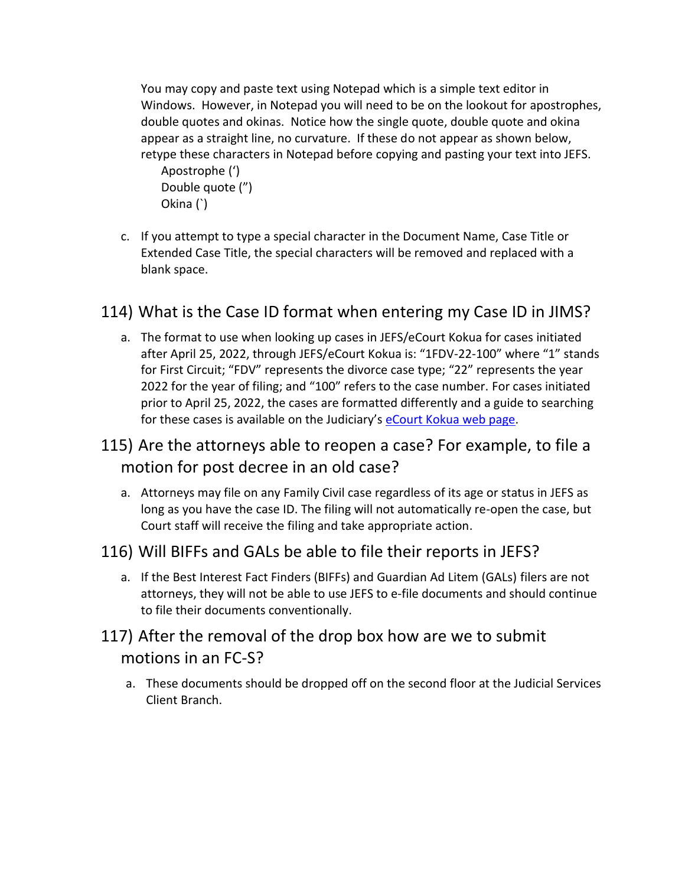You may copy and paste text using Notepad which is a simple text editor in Windows. However, in Notepad you will need to be on the lookout for apostrophes, double quotes and okinas. Notice how the single quote, double quote and okina appear as a straight line, no curvature. If these do not appear as shown below, retype these characters in Notepad before copying and pasting your text into JEFS.

Apostrophe (')
Double quote (")
Okina (`)

c. If you attempt to type a special character in the Document Name, Case Title or Extended Case Title, the special characters will be removed and replaced with a blank space.

## 114) What is the Case ID format when entering my Case ID in JIMS?

a. The format to use when looking up cases in JEFS/eCourt Kokua for cases initiated after April 25, 2022, through JEFS/eCourt Kokua is: "1FDV-22-100" where "1" stands for First Circuit; "FDV" represents the divorce case type; "22" represents the year 2022 for the year of filing; and "100" refers to the case number. For cases initiated prior to April 25, 2022, the cases are formatted differently and a guide to searching for these cases is available on the Judiciary's eCourt Kokua web page.

## 115) Are the attorneys able to reopen a case? For example, to file a motion for post decree in an old case?

a. Attorneys may file on any Family Civil case regardless of its age or status in JEFS as long as you have the case ID. The filing will not automatically re-open the case, but Court staff will receive the filing and take appropriate action.

## 116) Will BIFFs and GALs be able to file their reports in JEFS?

a. If the Best Interest Fact Finders (BIFFs) and Guardian Ad Litem (GALs) filers are not attorneys, they will not be able to use JEFS to e-file documents and should continue to file their documents conventionally.

## 117) After the removal of the drop box how are we to submit motions in an FC-S?

a. These documents should be dropped off on the second floor at the Judicial Services Client Branch.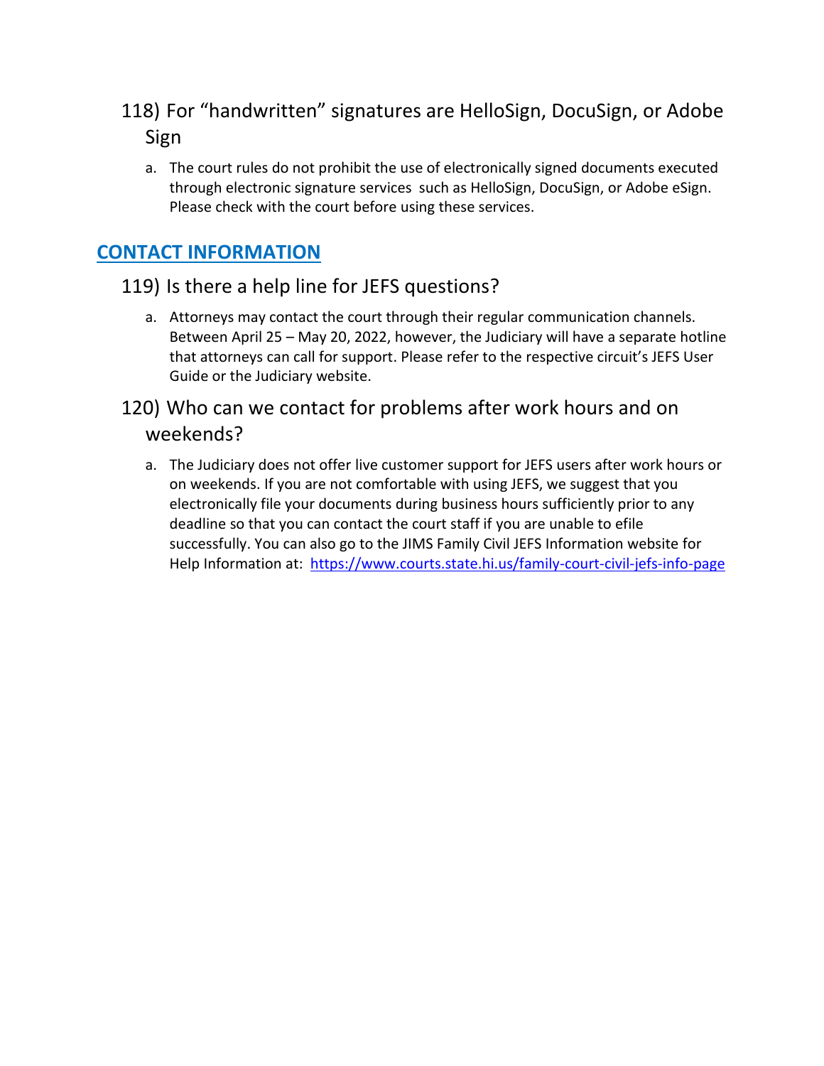### 118) For “handwritten” signatures are HelloSign, DocuSign, or Adobe Sign

a. The court rules do not prohibit the use of electronically signed documents executed through electronic signature services such as HelloSign, DocuSign, or Adobe eSign. Please check with the court before using these services.

## CONTACT INFORMATION

### 119) Is there a help line for JEFS questions?

a. Attorneys may contact the court through their regular communication channels. Between April 25 – May 20, 2022, however, the Judiciary will have a separate hotline that attorneys can call for support. Please refer to the respective circuit’s JEFS User Guide or the Judiciary website.

### 120) Who can we contact for problems after work hours and on weekends?

a. The Judiciary does not offer live customer support for JEFS users after work hours or on weekends. If you are not comfortable with using JEFS, we suggest that you electronically file your documents during business hours sufficiently prior to any deadline so that you can contact the court staff if you are unable to efile successfully. You can also go to the JIMS Family Civil JEFS Information website for Help Information at: https://www.courts.state.hi.us/family-court-civil-jefs-info-page